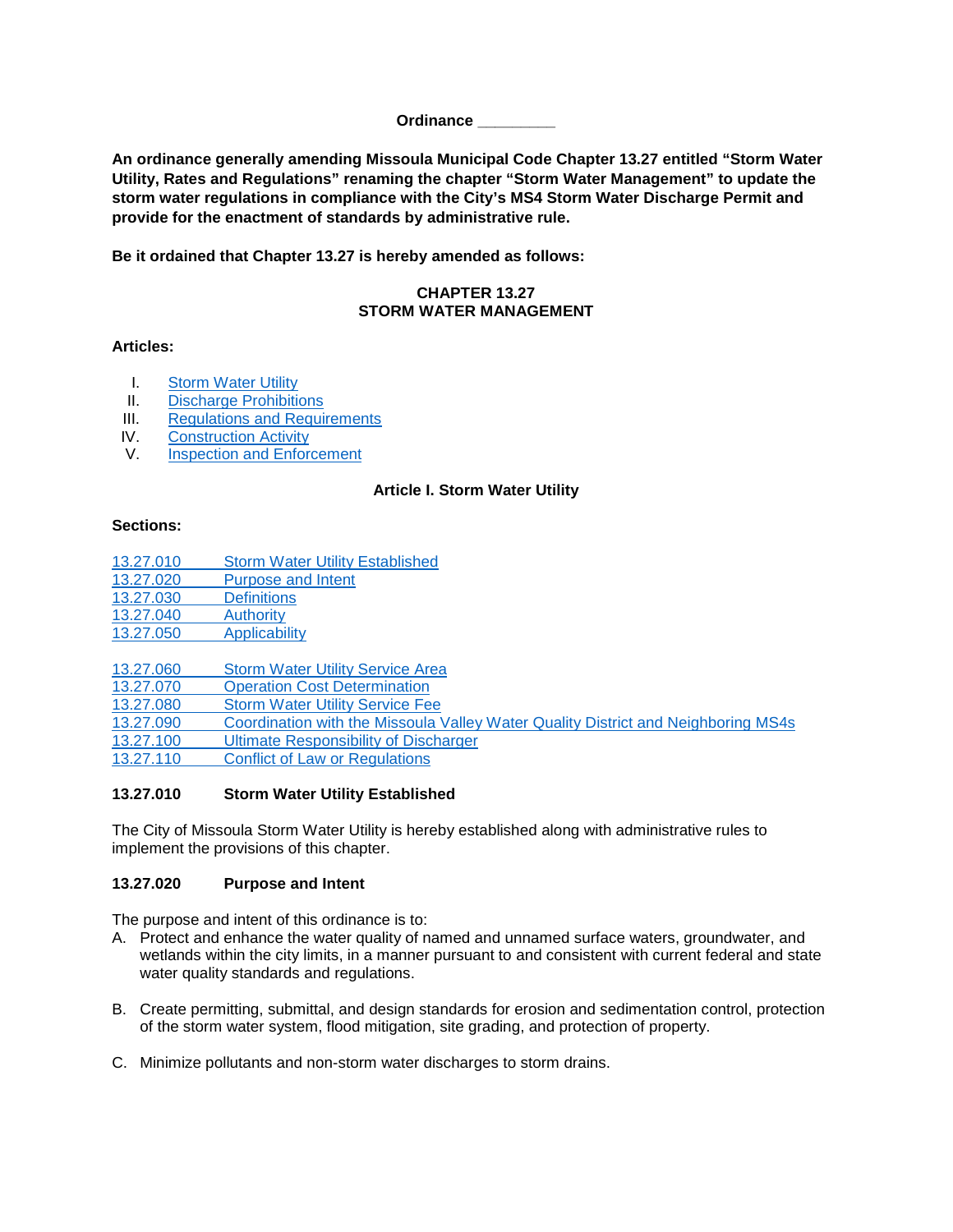**Ordinance \_\_\_\_\_\_\_\_\_**

**An ordinance generally amending Missoula Municipal Code Chapter 13.27 entitled "Storm Water Utility, Rates and Regulations" renaming the chapter "Storm Water Management" to update the storm water regulations in compliance with the City's MS4 Storm Water Discharge Permit and provide for the enactment of standards by administrative rule.**

**Be it ordained that Chapter 13.27 is hereby amended as follows:**

# CHAPTER 13.27
# STORM WATER MANAGEMENT

**Articles:**

I. Storm Water Utility
II. Discharge Prohibitions
III. Regulations and Requirements
IV. Construction Activity
V. Inspection and Enforcement

## Article I. Storm Water Utility

**Sections:**

13.27.010 Storm Water Utility Established
13.27.020 Purpose and Intent
13.27.030 Definitions
13.27.040 Authority
13.27.050 Applicability

13.27.060 Storm Water Utility Service Area
13.27.070 Operation Cost Determination
13.27.080 Storm Water Utility Service Fee
13.27.090 Coordination with the Missoula Valley Water Quality District and Neighboring MS4s
13.27.100 Ultimate Responsibility of Discharger
13.27.110 Conflict of Law or Regulations

### 13.27.010 Storm Water Utility Established

The City of Missoula Storm Water Utility is hereby established along with administrative rules to implement the provisions of this chapter.

### 13.27.020 Purpose and Intent

The purpose and intent of this ordinance is to:

A. Protect and enhance the water quality of named and unnamed surface waters, groundwater, and wetlands within the city limits, in a manner pursuant to and consistent with current federal and state water quality standards and regulations.

B. Create permitting, submittal, and design standards for erosion and sedimentation control, protection of the storm water system, flood mitigation, site grading, and protection of property.

C. Minimize pollutants and non-storm water discharges to storm drains.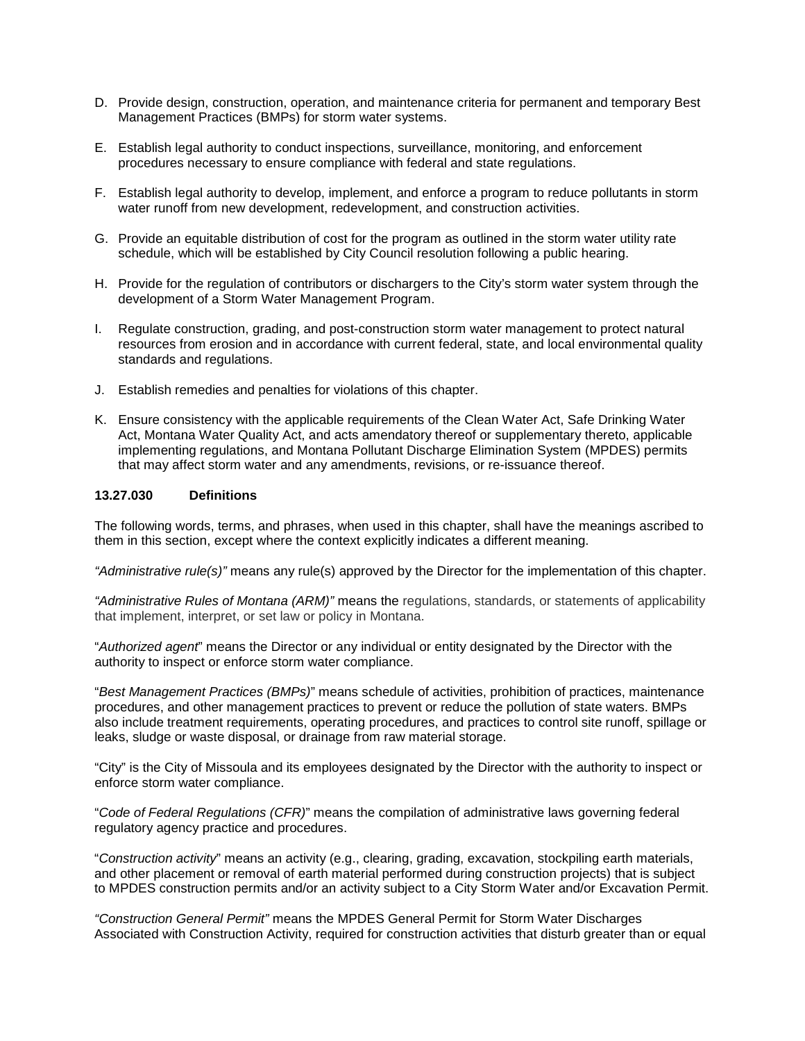D. Provide design, construction, operation, and maintenance criteria for permanent and temporary Best Management Practices (BMPs) for storm water systems.

E. Establish legal authority to conduct inspections, surveillance, monitoring, and enforcement procedures necessary to ensure compliance with federal and state regulations.

F. Establish legal authority to develop, implement, and enforce a program to reduce pollutants in storm water runoff from new development, redevelopment, and construction activities.

G. Provide an equitable distribution of cost for the program as outlined in the storm water utility rate schedule, which will be established by City Council resolution following a public hearing.

H. Provide for the regulation of contributors or dischargers to the City's storm water system through the development of a Storm Water Management Program.

I. Regulate construction, grading, and post-construction storm water management to protect natural resources from erosion and in accordance with current federal, state, and local environmental quality standards and regulations.

J. Establish remedies and penalties for violations of this chapter.

K. Ensure consistency with the applicable requirements of the Clean Water Act, Safe Drinking Water Act, Montana Water Quality Act, and acts amendatory thereof or supplementary thereto, applicable implementing regulations, and Montana Pollutant Discharge Elimination System (MPDES) permits that may affect storm water and any amendments, revisions, or re-issuance thereof.

**13.27.030 Definitions**

The following words, terms, and phrases, when used in this chapter, shall have the meanings ascribed to them in this section, except where the context explicitly indicates a different meaning.

*"Administrative rule(s)"* means any rule(s) approved by the Director for the implementation of this chapter.

*"Administrative Rules of Montana (ARM)"* means the regulations, standards, or statements of applicability that implement, interpret, or set law or policy in Montana.

"*Authorized agent*" means the Director or any individual or entity designated by the Director with the authority to inspect or enforce storm water compliance.

"*Best Management Practices (BMPs)*" means schedule of activities, prohibition of practices, maintenance procedures, and other management practices to prevent or reduce the pollution of state waters. BMPs also include treatment requirements, operating procedures, and practices to control site runoff, spillage or leaks, sludge or waste disposal, or drainage from raw material storage.

"City" is the City of Missoula and its employees designated by the Director with the authority to inspect or enforce storm water compliance.

"*Code of Federal Regulations (CFR)*" means the compilation of administrative laws governing federal regulatory agency practice and procedures.

"*Construction activity*" means an activity (e.g., clearing, grading, excavation, stockpiling earth materials, and other placement or removal of earth material performed during construction projects) that is subject to MPDES construction permits and/or an activity subject to a City Storm Water and/or Excavation Permit.

*"Construction General Permit"* means the MPDES General Permit for Storm Water Discharges Associated with Construction Activity, required for construction activities that disturb greater than or equal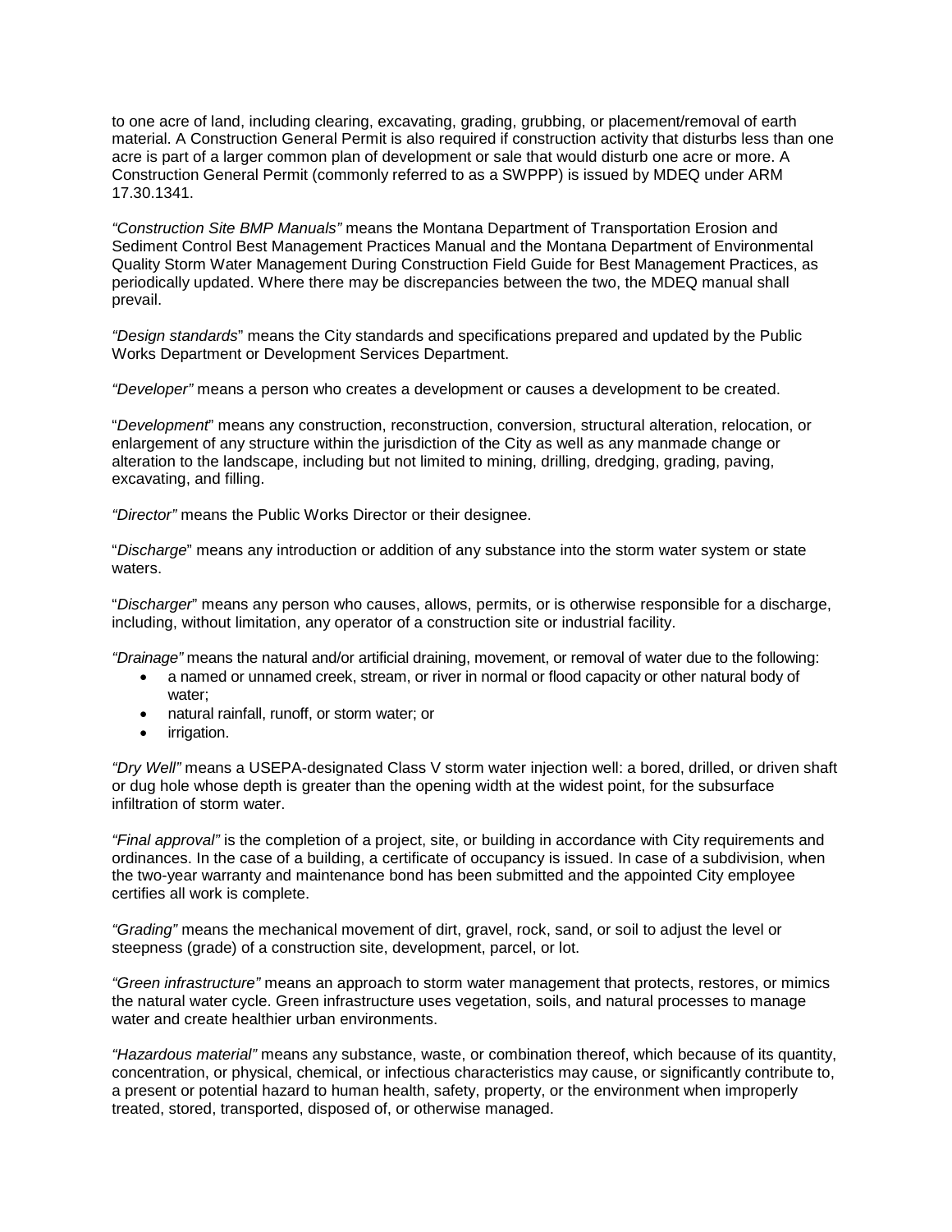to one acre of land, including clearing, excavating, grading, grubbing, or placement/removal of earth material. A Construction General Permit is also required if construction activity that disturbs less than one acre is part of a larger common plan of development or sale that would disturb one acre or more. A Construction General Permit (commonly referred to as a SWPPP) is issued by MDEQ under ARM 17.30.1341.

*"Construction Site BMP Manuals"* means the Montana Department of Transportation Erosion and Sediment Control Best Management Practices Manual and the Montana Department of Environmental Quality Storm Water Management During Construction Field Guide for Best Management Practices, as periodically updated. Where there may be discrepancies between the two, the MDEQ manual shall prevail.

*"Design standards"* means the City standards and specifications prepared and updated by the Public Works Department or Development Services Department.

*"Developer"* means a person who creates a development or causes a development to be created.

"*Development*" means any construction, reconstruction, conversion, structural alteration, relocation, or enlargement of any structure within the jurisdiction of the City as well as any manmade change or alteration to the landscape, including but not limited to mining, drilling, dredging, grading, paving, excavating, and filling.

*"Director"* means the Public Works Director or their designee.

"*Discharge*" means any introduction or addition of any substance into the storm water system or state waters.

"*Discharger*" means any person who causes, allows, permits, or is otherwise responsible for a discharge, including, without limitation, any operator of a construction site or industrial facility.

*"Drainage"* means the natural and/or artificial draining, movement, or removal of water due to the following:

- a named or unnamed creek, stream, or river in normal or flood capacity or other natural body of water;
- natural rainfall, runoff, or storm water; or
- irrigation.

*"Dry Well"* means a USEPA-designated Class V storm water injection well: a bored, drilled, or driven shaft or dug hole whose depth is greater than the opening width at the widest point, for the subsurface infiltration of storm water.

*"Final approval"* is the completion of a project, site, or building in accordance with City requirements and ordinances. In the case of a building, a certificate of occupancy is issued. In case of a subdivision, when the two-year warranty and maintenance bond has been submitted and the appointed City employee certifies all work is complete.

*"Grading"* means the mechanical movement of dirt, gravel, rock, sand, or soil to adjust the level or steepness (grade) of a construction site, development, parcel, or lot.

*"Green infrastructure"* means an approach to storm water management that protects, restores, or mimics the natural water cycle. Green infrastructure uses vegetation, soils, and natural processes to manage water and create healthier urban environments.

*"Hazardous material"* means any substance, waste, or combination thereof, which because of its quantity, concentration, or physical, chemical, or infectious characteristics may cause, or significantly contribute to, a present or potential hazard to human health, safety, property, or the environment when improperly treated, stored, transported, disposed of, or otherwise managed.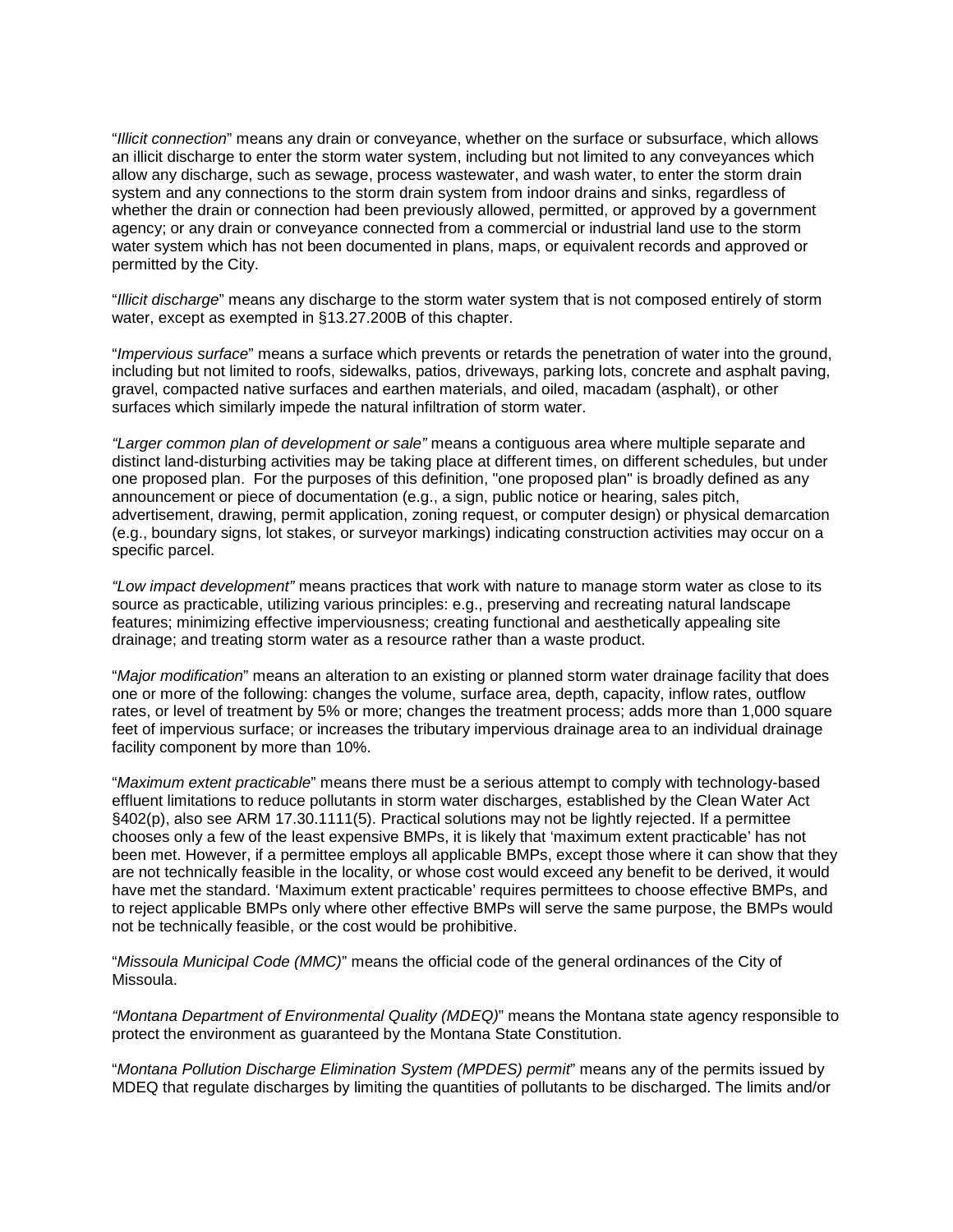"*Illicit connection*" means any drain or conveyance, whether on the surface or subsurface, which allows an illicit discharge to enter the storm water system, including but not limited to any conveyances which allow any discharge, such as sewage, process wastewater, and wash water, to enter the storm drain system and any connections to the storm drain system from indoor drains and sinks, regardless of whether the drain or connection had been previously allowed, permitted, or approved by a government agency; or any drain or conveyance connected from a commercial or industrial land use to the storm water system which has not been documented in plans, maps, or equivalent records and approved or permitted by the City.

"*Illicit discharge*" means any discharge to the storm water system that is not composed entirely of storm water, except as exempted in §13.27.200B of this chapter.

"*Impervious surface*" means a surface which prevents or retards the penetration of water into the ground, including but not limited to roofs, sidewalks, patios, driveways, parking lots, concrete and asphalt paving, gravel, compacted native surfaces and earthen materials, and oiled, macadam (asphalt), or other surfaces which similarly impede the natural infiltration of storm water.

*"Larger common plan of development or sale"* means a contiguous area where multiple separate and distinct land-disturbing activities may be taking place at different times, on different schedules, but under one proposed plan. For the purposes of this definition, "one proposed plan" is broadly defined as any announcement or piece of documentation (e.g., a sign, public notice or hearing, sales pitch, advertisement, drawing, permit application, zoning request, or computer design) or physical demarcation (e.g., boundary signs, lot stakes, or surveyor markings) indicating construction activities may occur on a specific parcel.

*"Low impact development"* means practices that work with nature to manage storm water as close to its source as practicable, utilizing various principles: e.g., preserving and recreating natural landscape features; minimizing effective imperviousness; creating functional and aesthetically appealing site drainage; and treating storm water as a resource rather than a waste product.

"*Major modification*" means an alteration to an existing or planned storm water drainage facility that does one or more of the following: changes the volume, surface area, depth, capacity, inflow rates, outflow rates, or level of treatment by 5% or more; changes the treatment process; adds more than 1,000 square feet of impervious surface; or increases the tributary impervious drainage area to an individual drainage facility component by more than 10%.

"*Maximum extent practicable*" means there must be a serious attempt to comply with technology-based effluent limitations to reduce pollutants in storm water discharges, established by the Clean Water Act §402(p), also see ARM 17.30.1111(5). Practical solutions may not be lightly rejected. If a permittee chooses only a few of the least expensive BMPs, it is likely that 'maximum extent practicable' has not been met. However, if a permittee employs all applicable BMPs, except those where it can show that they are not technically feasible in the locality, or whose cost would exceed any benefit to be derived, it would have met the standard. 'Maximum extent practicable' requires permittees to choose effective BMPs, and to reject applicable BMPs only where other effective BMPs will serve the same purpose, the BMPs would not be technically feasible, or the cost would be prohibitive.

"*Missoula Municipal Code (MMC)*" means the official code of the general ordinances of the City of Missoula.

*"Montana Department of Environmental Quality (MDEQ)*" means the Montana state agency responsible to protect the environment as guaranteed by the Montana State Constitution.

"*Montana Pollution Discharge Elimination System (MPDES) permit*" means any of the permits issued by MDEQ that regulate discharges by limiting the quantities of pollutants to be discharged. The limits and/or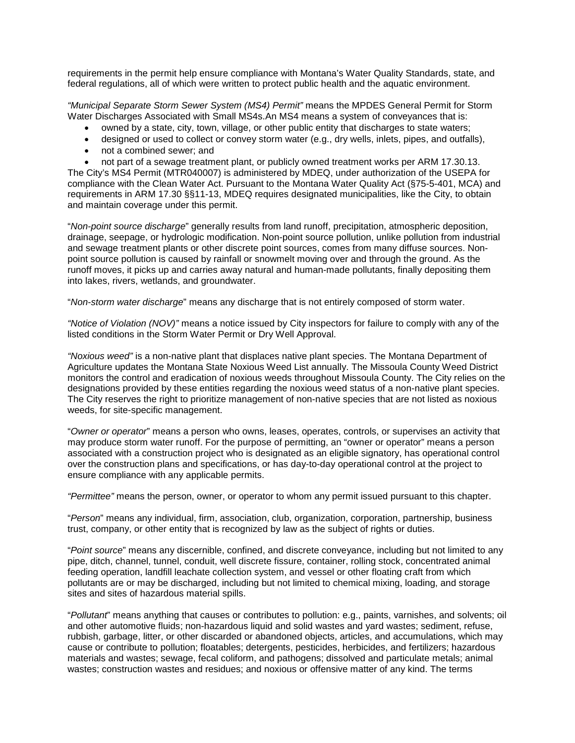requirements in the permit help ensure compliance with Montana's Water Quality Standards, state, and federal regulations, all of which were written to protect public health and the aquatic environment.

*"Municipal Separate Storm Sewer System (MS4) Permit"* means the MPDES General Permit for Storm Water Discharges Associated with Small MS4s.An MS4 means a system of conveyances that is:

- owned by a state, city, town, village, or other public entity that discharges to state waters;
- designed or used to collect or convey storm water (e.g., dry wells, inlets, pipes, and outfalls),
- not a combined sewer; and
- not part of a sewage treatment plant, or publicly owned treatment works per ARM 17.30.13.

The City's MS4 Permit (MTR040007) is administered by MDEQ, under authorization of the USEPA for compliance with the Clean Water Act. Pursuant to the Montana Water Quality Act (§75-5-401, MCA) and requirements in ARM 17.30 §§11-13, MDEQ requires designated municipalities, like the City, to obtain and maintain coverage under this permit.

"*Non-point source discharge*" generally results from land runoff, precipitation, atmospheric deposition, drainage, seepage, or hydrologic modification. Non-point source pollution, unlike pollution from industrial and sewage treatment plants or other discrete point sources, comes from many diffuse sources. Non-point source pollution is caused by rainfall or snowmelt moving over and through the ground. As the runoff moves, it picks up and carries away natural and human-made pollutants, finally depositing them into lakes, rivers, wetlands, and groundwater.

"*Non-storm water discharge*" means any discharge that is not entirely composed of storm water.

*"Notice of Violation (NOV)"* means a notice issued by City inspectors for failure to comply with any of the listed conditions in the Storm Water Permit or Dry Well Approval.

*"Noxious weed"* is a non-native plant that displaces native plant species. The Montana Department of Agriculture updates the Montana State Noxious Weed List annually. The Missoula County Weed District monitors the control and eradication of noxious weeds throughout Missoula County. The City relies on the designations provided by these entities regarding the noxious weed status of a non-native plant species. The City reserves the right to prioritize management of non-native species that are not listed as noxious weeds, for site-specific management.

"*Owner or operator*" means a person who owns, leases, operates, controls, or supervises an activity that may produce storm water runoff. For the purpose of permitting, an "owner or operator" means a person associated with a construction project who is designated as an eligible signatory, has operational control over the construction plans and specifications, or has day-to-day operational control at the project to ensure compliance with any applicable permits.

*"Permittee"* means the person, owner, or operator to whom any permit issued pursuant to this chapter.

"*Person*" means any individual, firm, association, club, organization, corporation, partnership, business trust, company, or other entity that is recognized by law as the subject of rights or duties.

"*Point source*" means any discernible, confined, and discrete conveyance, including but not limited to any pipe, ditch, channel, tunnel, conduit, well discrete fissure, container, rolling stock, concentrated animal feeding operation, landfill leachate collection system, and vessel or other floating craft from which pollutants are or may be discharged, including but not limited to chemical mixing, loading, and storage sites and sites of hazardous material spills.

"*Pollutant*" means anything that causes or contributes to pollution: e.g., paints, varnishes, and solvents; oil and other automotive fluids; non-hazardous liquid and solid wastes and yard wastes; sediment, refuse, rubbish, garbage, litter, or other discarded or abandoned objects, articles, and accumulations, which may cause or contribute to pollution; floatables; detergents, pesticides, herbicides, and fertilizers; hazardous materials and wastes; sewage, fecal coliform, and pathogens; dissolved and particulate metals; animal wastes; construction wastes and residues; and noxious or offensive matter of any kind. The terms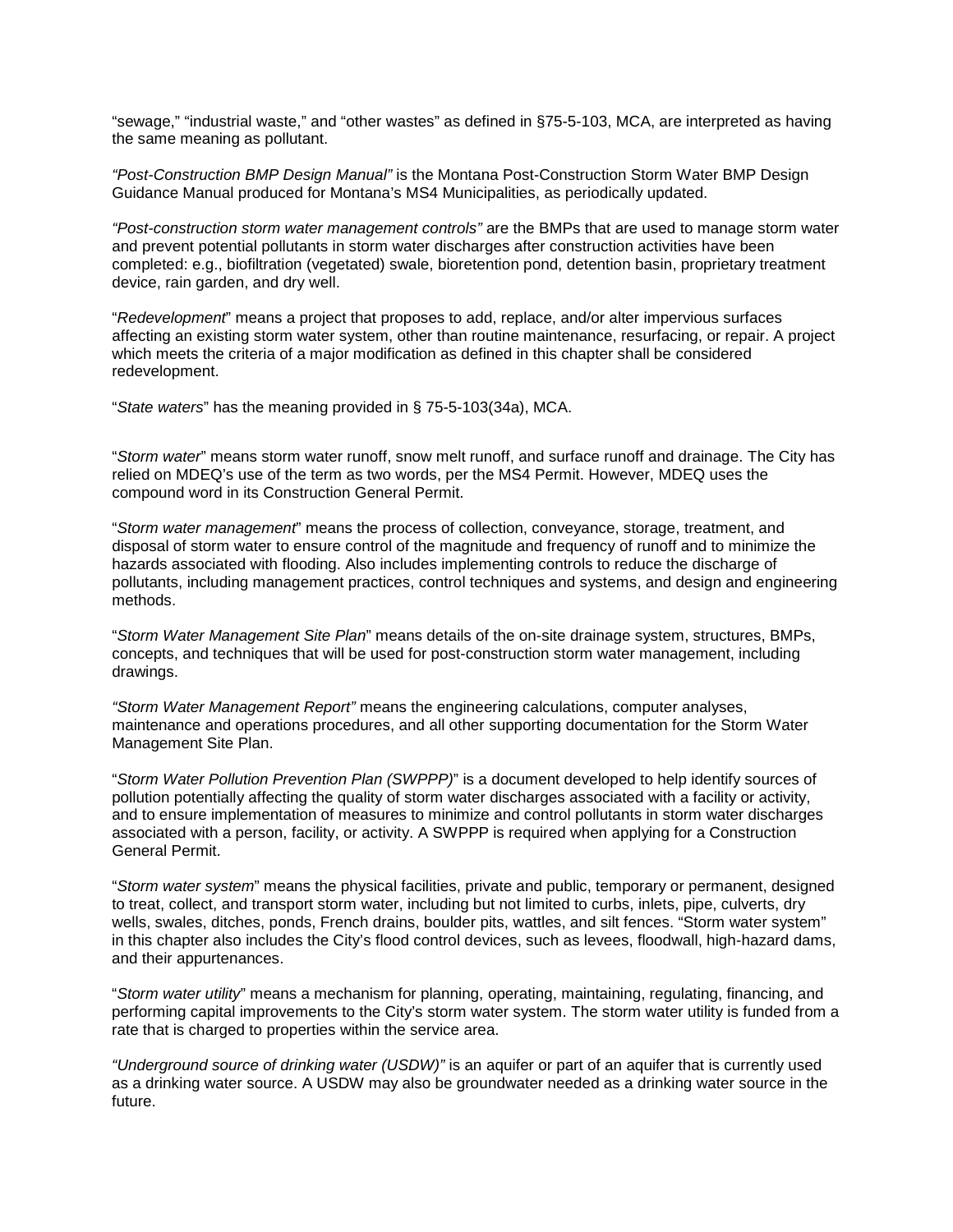"sewage," "industrial waste," and "other wastes" as defined in §75-5-103, MCA, are interpreted as having the same meaning as pollutant.

*"Post-Construction BMP Design Manual"* is the Montana Post-Construction Storm Water BMP Design Guidance Manual produced for Montana's MS4 Municipalities, as periodically updated.

*"Post-construction storm water management controls"* are the BMPs that are used to manage storm water and prevent potential pollutants in storm water discharges after construction activities have been completed: e.g., biofiltration (vegetated) swale, bioretention pond, detention basin, proprietary treatment device, rain garden, and dry well.

"*Redevelopment*" means a project that proposes to add, replace, and/or alter impervious surfaces affecting an existing storm water system, other than routine maintenance, resurfacing, or repair. A project which meets the criteria of a major modification as defined in this chapter shall be considered redevelopment.

"*State waters*" has the meaning provided in § 75-5-103(34a), MCA.

"*Storm water*" means storm water runoff, snow melt runoff, and surface runoff and drainage. The City has relied on MDEQ's use of the term as two words, per the MS4 Permit. However, MDEQ uses the compound word in its Construction General Permit.

"*Storm water management*" means the process of collection, conveyance, storage, treatment, and disposal of storm water to ensure control of the magnitude and frequency of runoff and to minimize the hazards associated with flooding. Also includes implementing controls to reduce the discharge of pollutants, including management practices, control techniques and systems, and design and engineering methods.

"*Storm Water Management Site Plan*" means details of the on-site drainage system, structures, BMPs, concepts, and techniques that will be used for post-construction storm water management, including drawings.

*"Storm Water Management Report"* means the engineering calculations, computer analyses, maintenance and operations procedures, and all other supporting documentation for the Storm Water Management Site Plan.

"*Storm Water Pollution Prevention Plan (SWPPP)*" is a document developed to help identify sources of pollution potentially affecting the quality of storm water discharges associated with a facility or activity, and to ensure implementation of measures to minimize and control pollutants in storm water discharges associated with a person, facility, or activity. A SWPPP is required when applying for a Construction General Permit.

"*Storm water system*" means the physical facilities, private and public, temporary or permanent, designed to treat, collect, and transport storm water, including but not limited to curbs, inlets, pipe, culverts, dry wells, swales, ditches, ponds, French drains, boulder pits, wattles, and silt fences. "Storm water system" in this chapter also includes the City's flood control devices, such as levees, floodwall, high-hazard dams, and their appurtenances.

"*Storm water utility*" means a mechanism for planning, operating, maintaining, regulating, financing, and performing capital improvements to the City's storm water system. The storm water utility is funded from a rate that is charged to properties within the service area.

*"Underground source of drinking water (USDW)"* is an aquifer or part of an aquifer that is currently used as a drinking water source. A USDW may also be groundwater needed as a drinking water source in the future.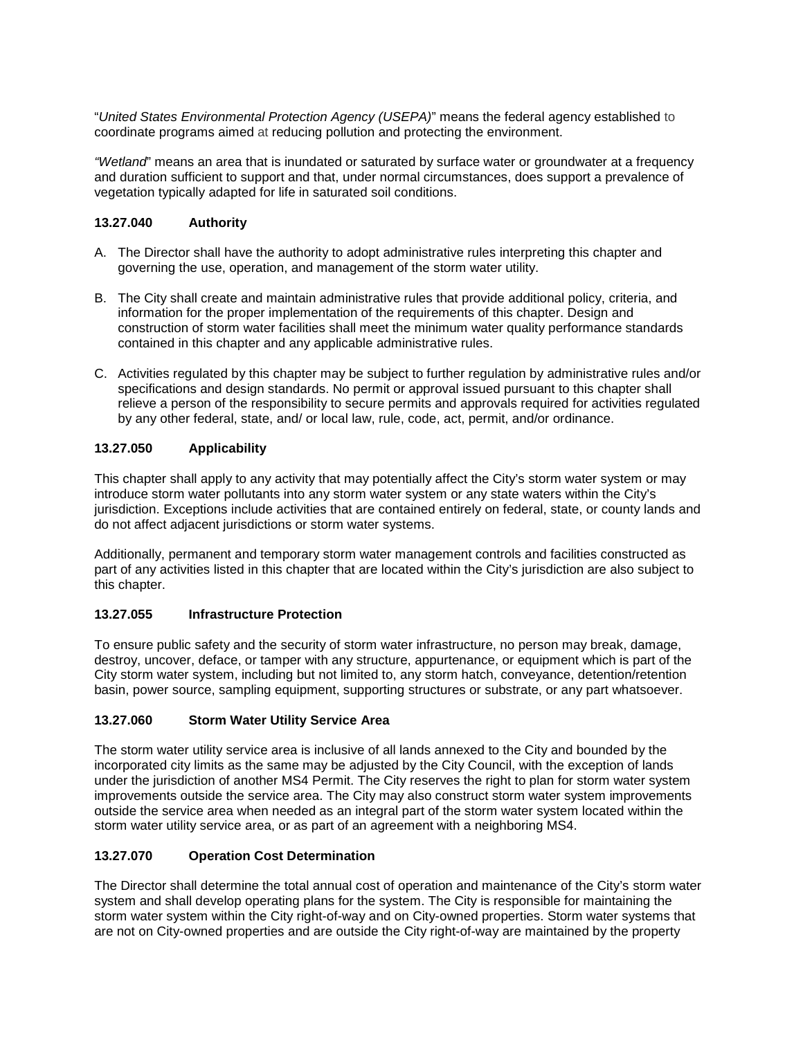"*United States Environmental Protection Agency (USEPA)*" means the federal agency established to coordinate programs aimed at reducing pollution and protecting the environment.

*"Wetland*" means an area that is inundated or saturated by surface water or groundwater at a frequency and duration sufficient to support and that, under normal circumstances, does support a prevalence of vegetation typically adapted for life in saturated soil conditions.

### 13.27.040 Authority

A. The Director shall have the authority to adopt administrative rules interpreting this chapter and governing the use, operation, and management of the storm water utility.

B. The City shall create and maintain administrative rules that provide additional policy, criteria, and information for the proper implementation of the requirements of this chapter. Design and construction of storm water facilities shall meet the minimum water quality performance standards contained in this chapter and any applicable administrative rules.

C. Activities regulated by this chapter may be subject to further regulation by administrative rules and/or specifications and design standards. No permit or approval issued pursuant to this chapter shall relieve a person of the responsibility to secure permits and approvals required for activities regulated by any other federal, state, and/ or local law, rule, code, act, permit, and/or ordinance.

### 13.27.050 Applicability

This chapter shall apply to any activity that may potentially affect the City's storm water system or may introduce storm water pollutants into any storm water system or any state waters within the City's jurisdiction. Exceptions include activities that are contained entirely on federal, state, or county lands and do not affect adjacent jurisdictions or storm water systems.

Additionally, permanent and temporary storm water management controls and facilities constructed as part of any activities listed in this chapter that are located within the City's jurisdiction are also subject to this chapter.

### 13.27.055 Infrastructure Protection

To ensure public safety and the security of storm water infrastructure, no person may break, damage, destroy, uncover, deface, or tamper with any structure, appurtenance, or equipment which is part of the City storm water system, including but not limited to, any storm hatch, conveyance, detention/retention basin, power source, sampling equipment, supporting structures or substrate, or any part whatsoever.

### 13.27.060 Storm Water Utility Service Area

The storm water utility service area is inclusive of all lands annexed to the City and bounded by the incorporated city limits as the same may be adjusted by the City Council, with the exception of lands under the jurisdiction of another MS4 Permit. The City reserves the right to plan for storm water system improvements outside the service area. The City may also construct storm water system improvements outside the service area when needed as an integral part of the storm water system located within the storm water utility service area, or as part of an agreement with a neighboring MS4.

### 13.27.070 Operation Cost Determination

The Director shall determine the total annual cost of operation and maintenance of the City's storm water system and shall develop operating plans for the system. The City is responsible for maintaining the storm water system within the City right-of-way and on City-owned properties. Storm water systems that are not on City-owned properties and are outside the City right-of-way are maintained by the property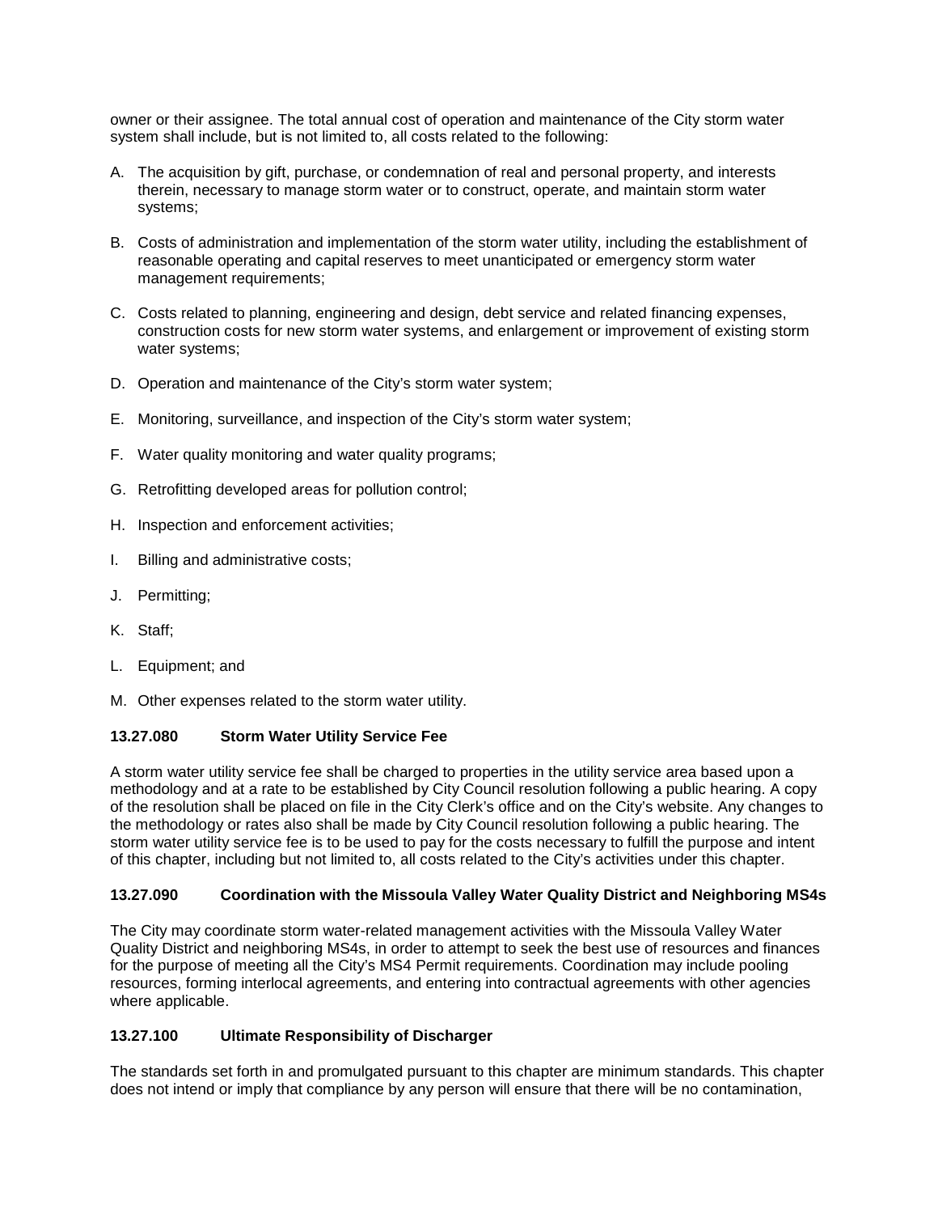owner or their assignee. The total annual cost of operation and maintenance of the City storm water system shall include, but is not limited to, all costs related to the following:

A. The acquisition by gift, purchase, or condemnation of real and personal property, and interests therein, necessary to manage storm water or to construct, operate, and maintain storm water systems;

B. Costs of administration and implementation of the storm water utility, including the establishment of reasonable operating and capital reserves to meet unanticipated or emergency storm water management requirements;

C. Costs related to planning, engineering and design, debt service and related financing expenses, construction costs for new storm water systems, and enlargement or improvement of existing storm water systems;

D. Operation and maintenance of the City's storm water system;

E. Monitoring, surveillance, and inspection of the City's storm water system;

F. Water quality monitoring and water quality programs;

G. Retrofitting developed areas for pollution control;

H. Inspection and enforcement activities;

I. Billing and administrative costs;

J. Permitting;

K. Staff;

L. Equipment; and

M. Other expenses related to the storm water utility.

**13.27.080 Storm Water Utility Service Fee**

A storm water utility service fee shall be charged to properties in the utility service area based upon a methodology and at a rate to be established by City Council resolution following a public hearing. A copy of the resolution shall be placed on file in the City Clerk's office and on the City's website. Any changes to the methodology or rates also shall be made by City Council resolution following a public hearing. The storm water utility service fee is to be used to pay for the costs necessary to fulfill the purpose and intent of this chapter, including but not limited to, all costs related to the City's activities under this chapter.

**13.27.090 Coordination with the Missoula Valley Water Quality District and Neighboring MS4s**

The City may coordinate storm water-related management activities with the Missoula Valley Water Quality District and neighboring MS4s, in order to attempt to seek the best use of resources and finances for the purpose of meeting all the City's MS4 Permit requirements. Coordination may include pooling resources, forming interlocal agreements, and entering into contractual agreements with other agencies where applicable.

**13.27.100 Ultimate Responsibility of Discharger**

The standards set forth in and promulgated pursuant to this chapter are minimum standards. This chapter does not intend or imply that compliance by any person will ensure that there will be no contamination,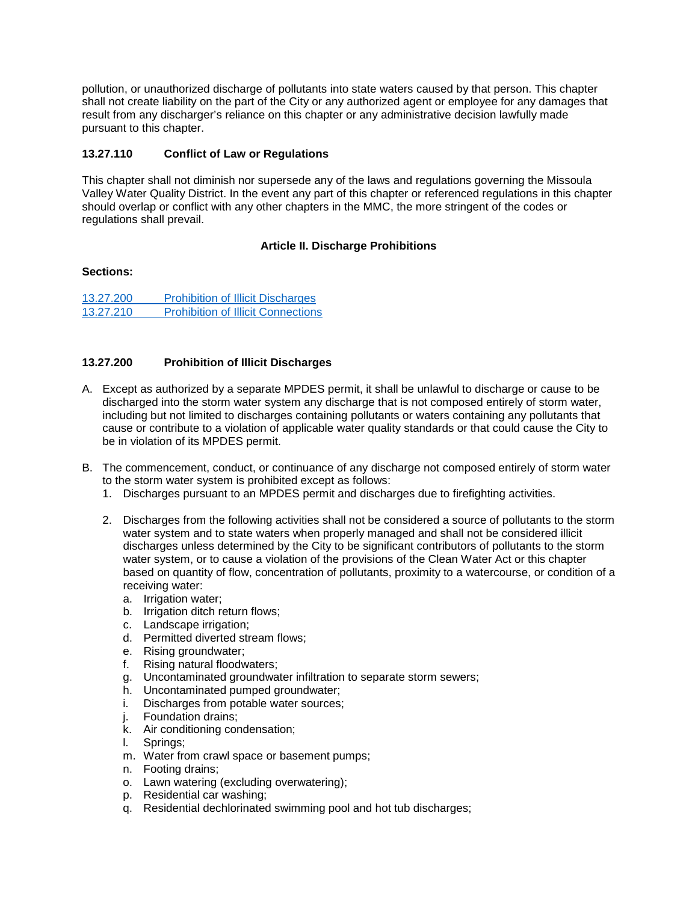pollution, or unauthorized discharge of pollutants into state waters caused by that person. This chapter shall not create liability on the part of the City or any authorized agent or employee for any damages that result from any discharger's reliance on this chapter or any administrative decision lawfully made pursuant to this chapter.

**13.27.110 Conflict of Law or Regulations**

This chapter shall not diminish nor supersede any of the laws and regulations governing the Missoula Valley Water Quality District. In the event any part of this chapter or referenced regulations in this chapter should overlap or conflict with any other chapters in the MMC, the more stringent of the codes or regulations shall prevail.

**Article II. Discharge Prohibitions**

**Sections:**

13.27.200 Prohibition of Illicit Discharges
13.27.210 Prohibition of Illicit Connections

**13.27.200 Prohibition of Illicit Discharges**

A. Except as authorized by a separate MPDES permit, it shall be unlawful to discharge or cause to be discharged into the storm water system any discharge that is not composed entirely of storm water, including but not limited to discharges containing pollutants or waters containing any pollutants that cause or contribute to a violation of applicable water quality standards or that could cause the City to be in violation of its MPDES permit.

B. The commencement, conduct, or continuance of any discharge not composed entirely of storm water to the storm water system is prohibited except as follows:
   1. Discharges pursuant to an MPDES permit and discharges due to firefighting activities.

   2. Discharges from the following activities shall not be considered a source of pollutants to the storm water system and to state waters when properly managed and shall not be considered illicit discharges unless determined by the City to be significant contributors of pollutants to the storm water system, or to cause a violation of the provisions of the Clean Water Act or this chapter based on quantity of flow, concentration of pollutants, proximity to a watercourse, or condition of a receiving water:
      a. Irrigation water;
      b. Irrigation ditch return flows;
      c. Landscape irrigation;
      d. Permitted diverted stream flows;
      e. Rising groundwater;
      f. Rising natural floodwaters;
      g. Uncontaminated groundwater infiltration to separate storm sewers;
      h. Uncontaminated pumped groundwater;
      i. Discharges from potable water sources;
      j. Foundation drains;
      k. Air conditioning condensation;
      l. Springs;
      m. Water from crawl space or basement pumps;
      n. Footing drains;
      o. Lawn watering (excluding overwatering);
      p. Residential car washing;
      q. Residential dechlorinated swimming pool and hot tub discharges;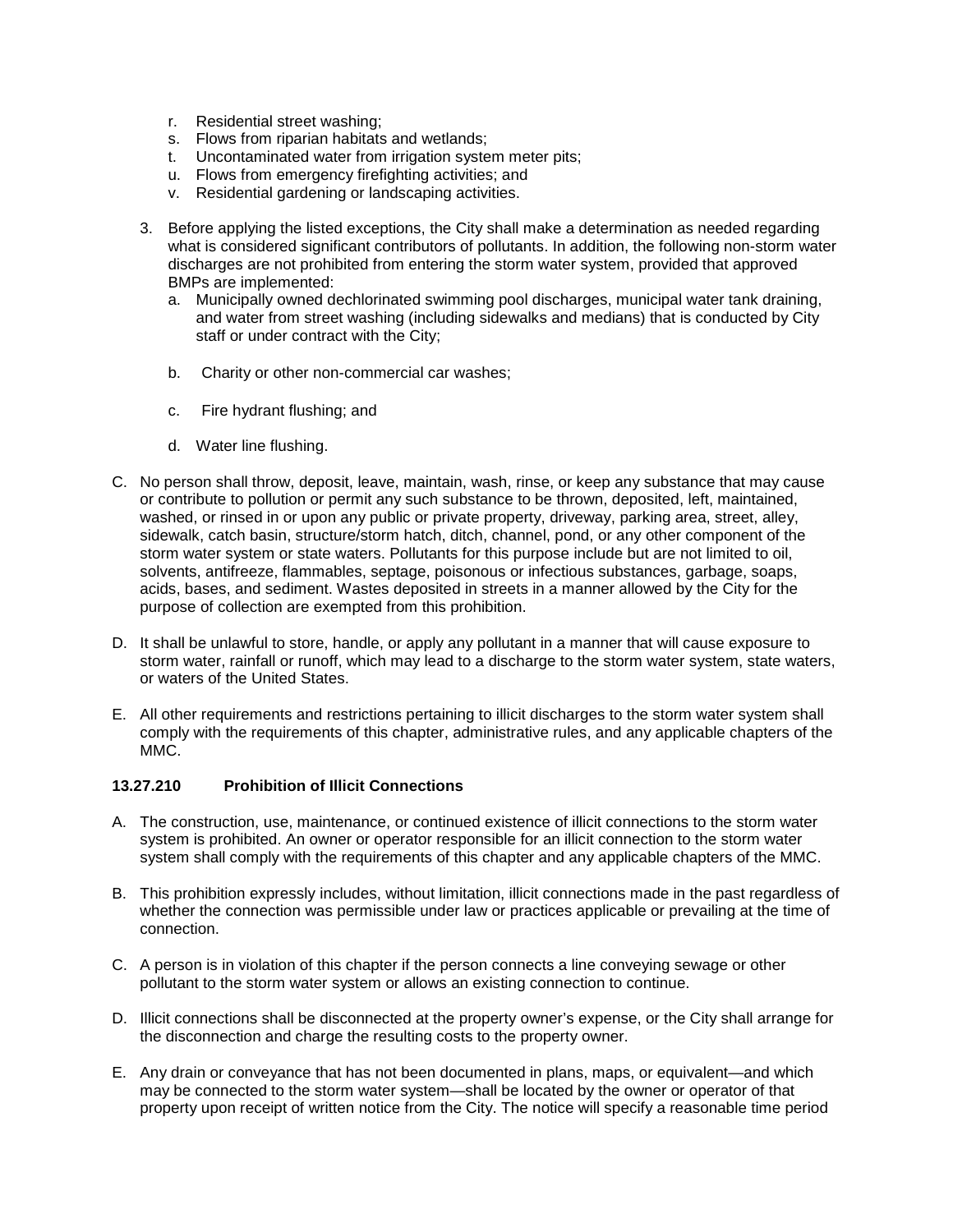r. Residential street washing;
   s. Flows from riparian habitats and wetlands;
   t. Uncontaminated water from irrigation system meter pits;
   u. Flows from emergency firefighting activities; and
   v. Residential gardening or landscaping activities.

3. Before applying the listed exceptions, the City shall make a determination as needed regarding what is considered significant contributors of pollutants. In addition, the following non-storm water discharges are not prohibited from entering the storm water system, provided that approved BMPs are implemented:
   a. Municipally owned dechlorinated swimming pool discharges, municipal water tank draining, and water from street washing (including sidewalks and medians) that is conducted by City staff or under contract with the City;
   b. Charity or other non-commercial car washes;
   c. Fire hydrant flushing; and
   d. Water line flushing.

C. No person shall throw, deposit, leave, maintain, wash, rinse, or keep any substance that may cause or contribute to pollution or permit any such substance to be thrown, deposited, left, maintained, washed, or rinsed in or upon any public or private property, driveway, parking area, street, alley, sidewalk, catch basin, structure/storm hatch, ditch, channel, pond, or any other component of the storm water system or state waters. Pollutants for this purpose include but are not limited to oil, solvents, antifreeze, flammables, septage, poisonous or infectious substances, garbage, soaps, acids, bases, and sediment. Wastes deposited in streets in a manner allowed by the City for the purpose of collection are exempted from this prohibition.

D. It shall be unlawful to store, handle, or apply any pollutant in a manner that will cause exposure to storm water, rainfall or runoff, which may lead to a discharge to the storm water system, state waters, or waters of the United States.

E. All other requirements and restrictions pertaining to illicit discharges to the storm water system shall comply with the requirements of this chapter, administrative rules, and any applicable chapters of the MMC.

**13.27.210 Prohibition of Illicit Connections**

A. The construction, use, maintenance, or continued existence of illicit connections to the storm water system is prohibited. An owner or operator responsible for an illicit connection to the storm water system shall comply with the requirements of this chapter and any applicable chapters of the MMC.

B. This prohibition expressly includes, without limitation, illicit connections made in the past regardless of whether the connection was permissible under law or practices applicable or prevailing at the time of connection.

C. A person is in violation of this chapter if the person connects a line conveying sewage or other pollutant to the storm water system or allows an existing connection to continue.

D. Illicit connections shall be disconnected at the property owner's expense, or the City shall arrange for the disconnection and charge the resulting costs to the property owner.

E. Any drain or conveyance that has not been documented in plans, maps, or equivalent—and which may be connected to the storm water system—shall be located by the owner or operator of that property upon receipt of written notice from the City. The notice will specify a reasonable time period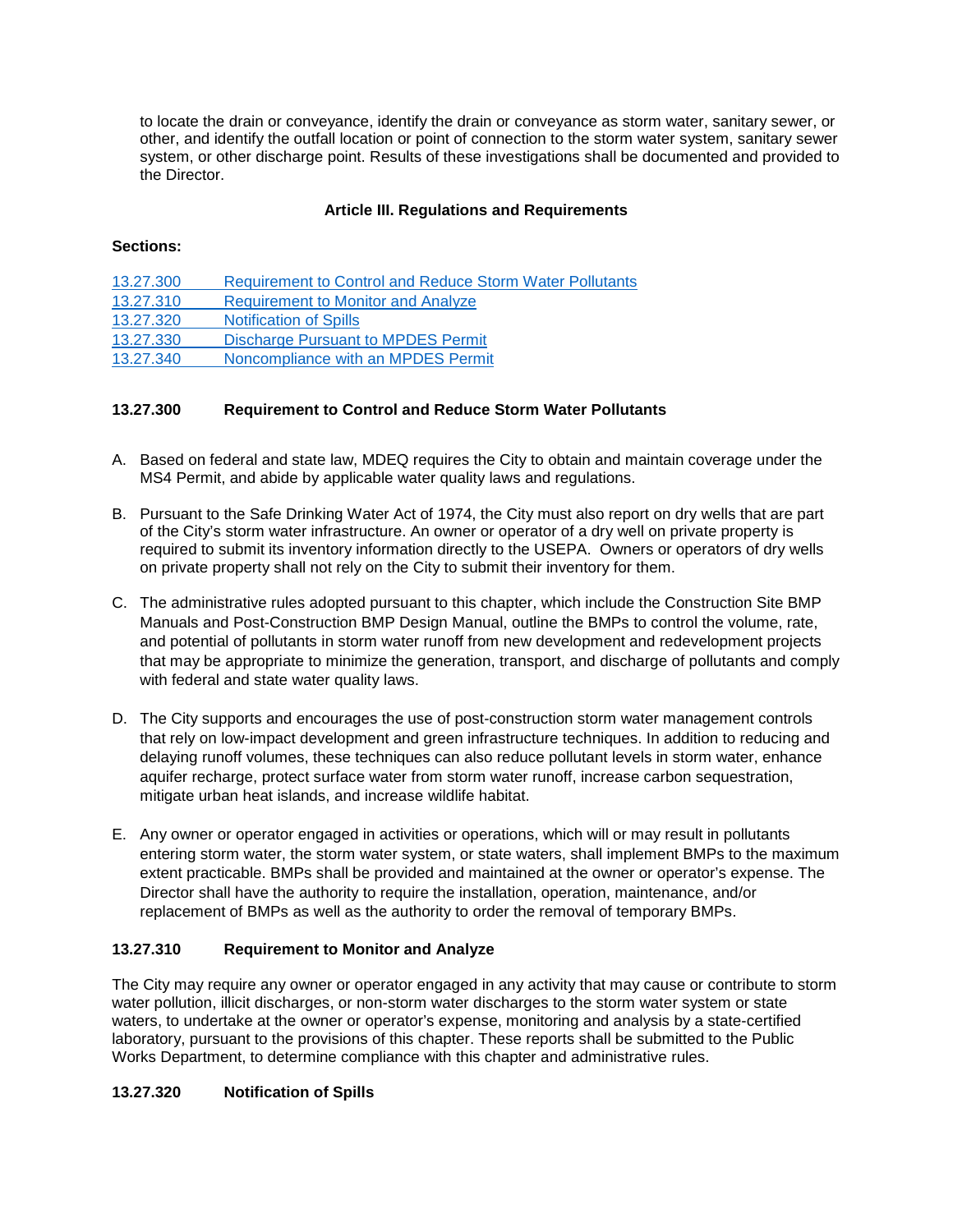to locate the drain or conveyance, identify the drain or conveyance as storm water, sanitary sewer, or other, and identify the outfall location or point of connection to the storm water system, sanitary sewer system, or other discharge point. Results of these investigations shall be documented and provided to the Director.

## Article III. Regulations and Requirements

**Sections:**

13.27.300 Requirement to Control and Reduce Storm Water Pollutants
13.27.310 Requirement to Monitor and Analyze
13.27.320 Notification of Spills
13.27.330 Discharge Pursuant to MPDES Permit
13.27.340 Noncompliance with an MPDES Permit

### 13.27.300 Requirement to Control and Reduce Storm Water Pollutants

A. Based on federal and state law, MDEQ requires the City to obtain and maintain coverage under the MS4 Permit, and abide by applicable water quality laws and regulations.

B. Pursuant to the Safe Drinking Water Act of 1974, the City must also report on dry wells that are part of the City's storm water infrastructure. An owner or operator of a dry well on private property is required to submit its inventory information directly to the USEPA. Owners or operators of dry wells on private property shall not rely on the City to submit their inventory for them.

C. The administrative rules adopted pursuant to this chapter, which include the Construction Site BMP Manuals and Post-Construction BMP Design Manual, outline the BMPs to control the volume, rate, and potential of pollutants in storm water runoff from new development and redevelopment projects that may be appropriate to minimize the generation, transport, and discharge of pollutants and comply with federal and state water quality laws.

D. The City supports and encourages the use of post-construction storm water management controls that rely on low-impact development and green infrastructure techniques. In addition to reducing and delaying runoff volumes, these techniques can also reduce pollutant levels in storm water, enhance aquifer recharge, protect surface water from storm water runoff, increase carbon sequestration, mitigate urban heat islands, and increase wildlife habitat.

E. Any owner or operator engaged in activities or operations, which will or may result in pollutants entering storm water, the storm water system, or state waters, shall implement BMPs to the maximum extent practicable. BMPs shall be provided and maintained at the owner or operator's expense. The Director shall have the authority to require the installation, operation, maintenance, and/or replacement of BMPs as well as the authority to order the removal of temporary BMPs.

### 13.27.310 Requirement to Monitor and Analyze

The City may require any owner or operator engaged in any activity that may cause or contribute to storm water pollution, illicit discharges, or non-storm water discharges to the storm water system or state waters, to undertake at the owner or operator's expense, monitoring and analysis by a state-certified laboratory, pursuant to the provisions of this chapter. These reports shall be submitted to the Public Works Department, to determine compliance with this chapter and administrative rules.

### 13.27.320 Notification of Spills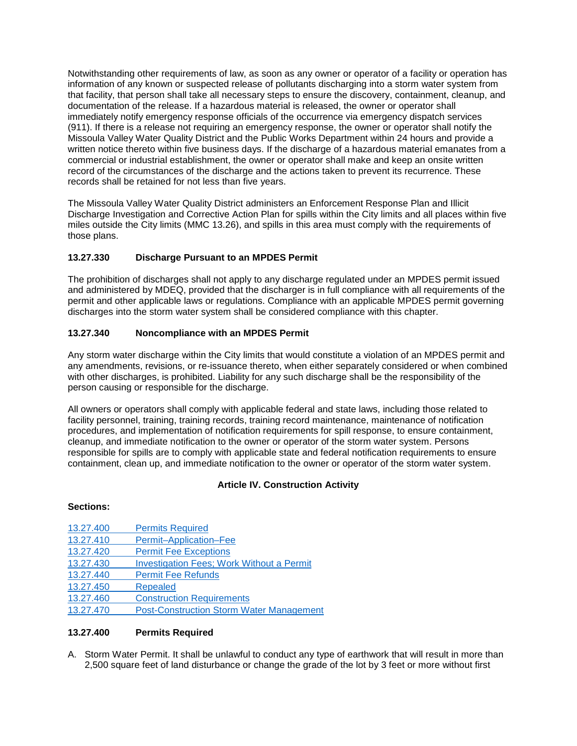Notwithstanding other requirements of law, as soon as any owner or operator of a facility or operation has information of any known or suspected release of pollutants discharging into a storm water system from that facility, that person shall take all necessary steps to ensure the discovery, containment, cleanup, and documentation of the release. If a hazardous material is released, the owner or operator shall immediately notify emergency response officials of the occurrence via emergency dispatch services (911). If there is a release not requiring an emergency response, the owner or operator shall notify the Missoula Valley Water Quality District and the Public Works Department within 24 hours and provide a written notice thereto within five business days. If the discharge of a hazardous material emanates from a commercial or industrial establishment, the owner or operator shall make and keep an onsite written record of the circumstances of the discharge and the actions taken to prevent its recurrence. These records shall be retained for not less than five years.

The Missoula Valley Water Quality District administers an Enforcement Response Plan and Illicit Discharge Investigation and Corrective Action Plan for spills within the City limits and all places within five miles outside the City limits (MMC 13.26), and spills in this area must comply with the requirements of those plans.

### 13.27.330 Discharge Pursuant to an MPDES Permit

The prohibition of discharges shall not apply to any discharge regulated under an MPDES permit issued and administered by MDEQ, provided that the discharger is in full compliance with all requirements of the permit and other applicable laws or regulations. Compliance with an applicable MPDES permit governing discharges into the storm water system shall be considered compliance with this chapter.

### 13.27.340 Noncompliance with an MPDES Permit

Any storm water discharge within the City limits that would constitute a violation of an MPDES permit and any amendments, revisions, or re-issuance thereto, when either separately considered or when combined with other discharges, is prohibited. Liability for any such discharge shall be the responsibility of the person causing or responsible for the discharge.

All owners or operators shall comply with applicable federal and state laws, including those related to facility personnel, training, training records, training record maintenance, maintenance of notification procedures, and implementation of notification requirements for spill response, to ensure containment, cleanup, and immediate notification to the owner or operator of the storm water system. Persons responsible for spills are to comply with applicable state and federal notification requirements to ensure containment, clean up, and immediate notification to the owner or operator of the storm water system.

## Article IV. Construction Activity

**Sections:**

13.27.400 Permits Required
13.27.410 Permit–Application–Fee
13.27.420 Permit Fee Exceptions
13.27.430 Investigation Fees; Work Without a Permit
13.27.440 Permit Fee Refunds
13.27.450 Repealed
13.27.460 Construction Requirements
13.27.470 Post-Construction Storm Water Management

### 13.27.400 Permits Required

A. Storm Water Permit. It shall be unlawful to conduct any type of earthwork that will result in more than 2,500 square feet of land disturbance or change the grade of the lot by 3 feet or more without first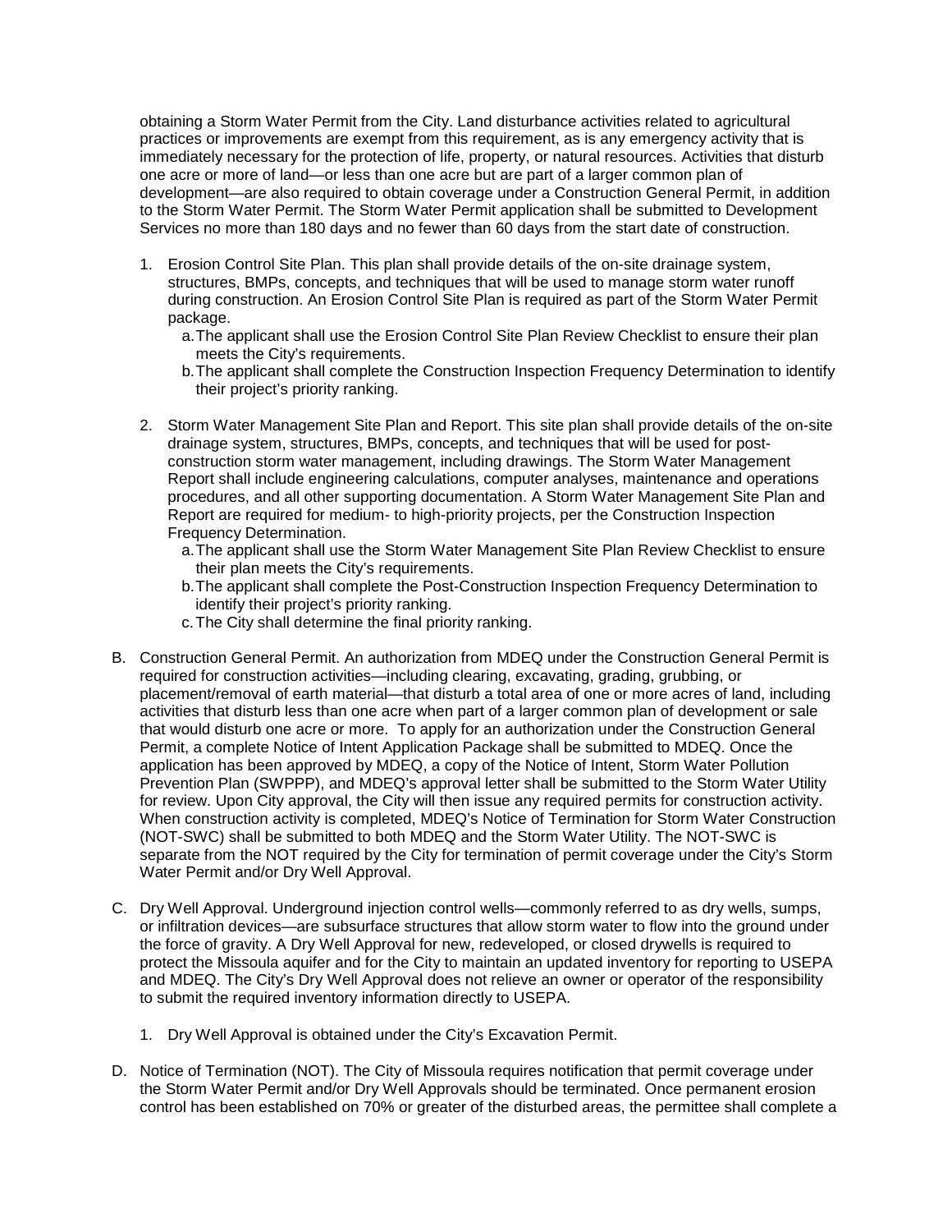obtaining a Storm Water Permit from the City. Land disturbance activities related to agricultural practices or improvements are exempt from this requirement, as is any emergency activity that is immediately necessary for the protection of life, property, or natural resources. Activities that disturb one acre or more of land—or less than one acre but are part of a larger common plan of development—are also required to obtain coverage under a Construction General Permit, in addition to the Storm Water Permit. The Storm Water Permit application shall be submitted to Development Services no more than 180 days and no fewer than 60 days from the start date of construction.

1. Erosion Control Site Plan. This plan shall provide details of the on-site drainage system, structures, BMPs, concepts, and techniques that will be used to manage storm water runoff during construction. An Erosion Control Site Plan is required as part of the Storm Water Permit package.
   a. The applicant shall use the Erosion Control Site Plan Review Checklist to ensure their plan meets the City's requirements.
   b. The applicant shall complete the Construction Inspection Frequency Determination to identify their project's priority ranking.

2. Storm Water Management Site Plan and Report. This site plan shall provide details of the on-site drainage system, structures, BMPs, concepts, and techniques that will be used for post-construction storm water management, including drawings. The Storm Water Management Report shall include engineering calculations, computer analyses, maintenance and operations procedures, and all other supporting documentation. A Storm Water Management Site Plan and Report are required for medium- to high-priority projects, per the Construction Inspection Frequency Determination.
   a. The applicant shall use the Storm Water Management Site Plan Review Checklist to ensure their plan meets the City's requirements.
   b. The applicant shall complete the Post-Construction Inspection Frequency Determination to identify their project's priority ranking.
   c. The City shall determine the final priority ranking.

B. Construction General Permit. An authorization from MDEQ under the Construction General Permit is required for construction activities—including clearing, excavating, grading, grubbing, or placement/removal of earth material—that disturb a total area of one or more acres of land, including activities that disturb less than one acre when part of a larger common plan of development or sale that would disturb one acre or more. To apply for an authorization under the Construction General Permit, a complete Notice of Intent Application Package shall be submitted to MDEQ. Once the application has been approved by MDEQ, a copy of the Notice of Intent, Storm Water Pollution Prevention Plan (SWPPP), and MDEQ's approval letter shall be submitted to the Storm Water Utility for review. Upon City approval, the City will then issue any required permits for construction activity. When construction activity is completed, MDEQ's Notice of Termination for Storm Water Construction (NOT-SWC) shall be submitted to both MDEQ and the Storm Water Utility. The NOT-SWC is separate from the NOT required by the City for termination of permit coverage under the City's Storm Water Permit and/or Dry Well Approval.

C. Dry Well Approval. Underground injection control wells—commonly referred to as dry wells, sumps, or infiltration devices—are subsurface structures that allow storm water to flow into the ground under the force of gravity. A Dry Well Approval for new, redeveloped, or closed drywells is required to protect the Missoula aquifer and for the City to maintain an updated inventory for reporting to USEPA and MDEQ. The City's Dry Well Approval does not relieve an owner or operator of the responsibility to submit the required inventory information directly to USEPA.

   1. Dry Well Approval is obtained under the City's Excavation Permit.

D. Notice of Termination (NOT). The City of Missoula requires notification that permit coverage under the Storm Water Permit and/or Dry Well Approvals should be terminated. Once permanent erosion control has been established on 70% or greater of the disturbed areas, the permittee shall complete a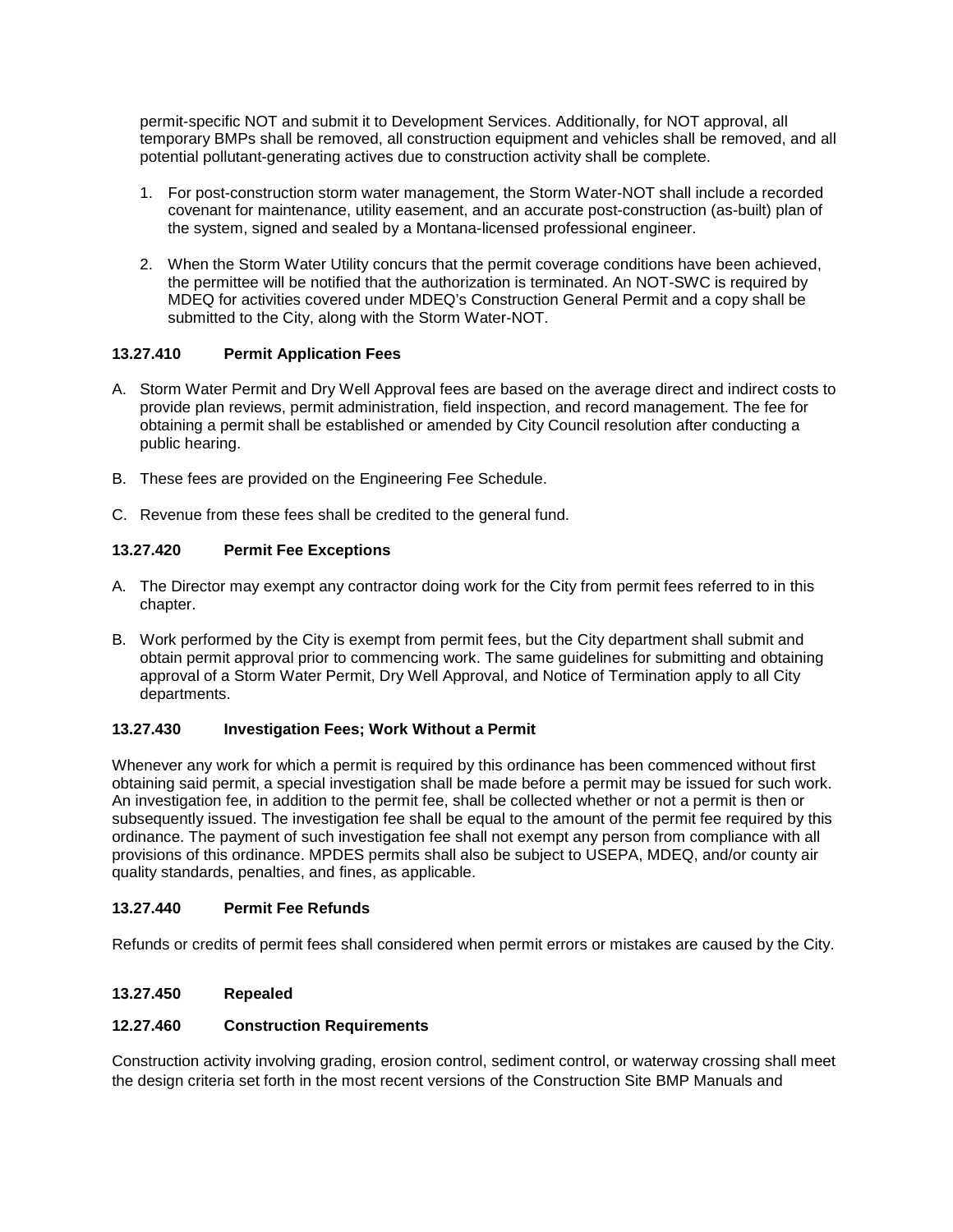permit-specific NOT and submit it to Development Services. Additionally, for NOT approval, all temporary BMPs shall be removed, all construction equipment and vehicles shall be removed, and all potential pollutant-generating actives due to construction activity shall be complete.

1. For post-construction storm water management, the Storm Water-NOT shall include a recorded covenant for maintenance, utility easement, and an accurate post-construction (as-built) plan of the system, signed and sealed by a Montana-licensed professional engineer.

2. When the Storm Water Utility concurs that the permit coverage conditions have been achieved, the permittee will be notified that the authorization is terminated. An NOT-SWC is required by MDEQ for activities covered under MDEQ's Construction General Permit and a copy shall be submitted to the City, along with the Storm Water-NOT.

**13.27.410 Permit Application Fees**

A. Storm Water Permit and Dry Well Approval fees are based on the average direct and indirect costs to provide plan reviews, permit administration, field inspection, and record management. The fee for obtaining a permit shall be established or amended by City Council resolution after conducting a public hearing.

B. These fees are provided on the Engineering Fee Schedule.

C. Revenue from these fees shall be credited to the general fund.

**13.27.420 Permit Fee Exceptions**

A. The Director may exempt any contractor doing work for the City from permit fees referred to in this chapter.

B. Work performed by the City is exempt from permit fees, but the City department shall submit and obtain permit approval prior to commencing work. The same guidelines for submitting and obtaining approval of a Storm Water Permit, Dry Well Approval, and Notice of Termination apply to all City departments.

**13.27.430 Investigation Fees; Work Without a Permit**

Whenever any work for which a permit is required by this ordinance has been commenced without first obtaining said permit, a special investigation shall be made before a permit may be issued for such work. An investigation fee, in addition to the permit fee, shall be collected whether or not a permit is then or subsequently issued. The investigation fee shall be equal to the amount of the permit fee required by this ordinance. The payment of such investigation fee shall not exempt any person from compliance with all provisions of this ordinance. MPDES permits shall also be subject to USEPA, MDEQ, and/or county air quality standards, penalties, and fines, as applicable.

**13.27.440 Permit Fee Refunds**

Refunds or credits of permit fees shall considered when permit errors or mistakes are caused by the City.

**13.27.450 Repealed**

**12.27.460 Construction Requirements**

Construction activity involving grading, erosion control, sediment control, or waterway crossing shall meet the design criteria set forth in the most recent versions of the Construction Site BMP Manuals and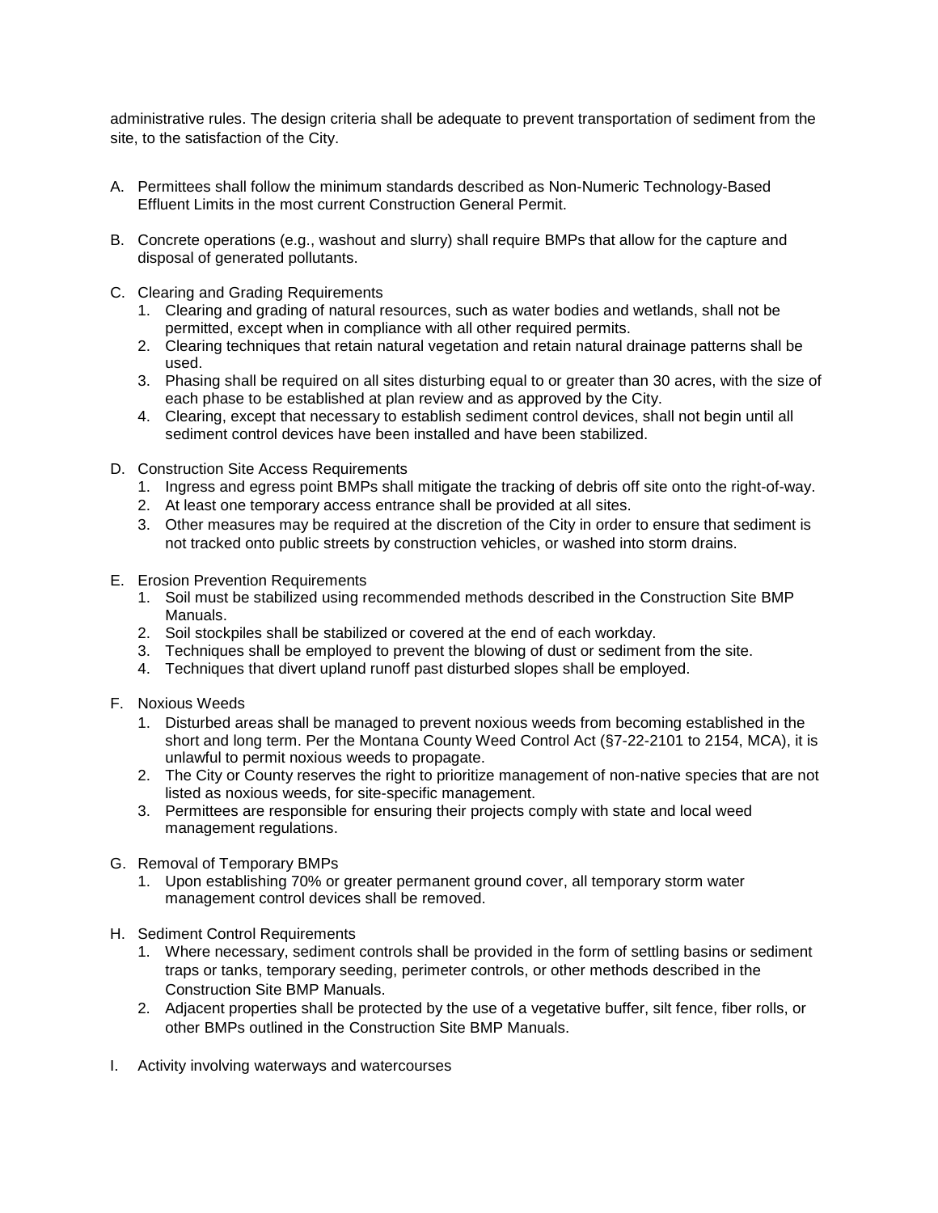administrative rules. The design criteria shall be adequate to prevent transportation of sediment from the site, to the satisfaction of the City.

A. Permittees shall follow the minimum standards described as Non-Numeric Technology-Based Effluent Limits in the most current Construction General Permit.

B. Concrete operations (e.g., washout and slurry) shall require BMPs that allow for the capture and disposal of generated pollutants.

C. Clearing and Grading Requirements
   1. Clearing and grading of natural resources, such as water bodies and wetlands, shall not be permitted, except when in compliance with all other required permits.
   2. Clearing techniques that retain natural vegetation and retain natural drainage patterns shall be used.
   3. Phasing shall be required on all sites disturbing equal to or greater than 30 acres, with the size of each phase to be established at plan review and as approved by the City.
   4. Clearing, except that necessary to establish sediment control devices, shall not begin until all sediment control devices have been installed and have been stabilized.

D. Construction Site Access Requirements
   1. Ingress and egress point BMPs shall mitigate the tracking of debris off site onto the right-of-way.
   2. At least one temporary access entrance shall be provided at all sites.
   3. Other measures may be required at the discretion of the City in order to ensure that sediment is not tracked onto public streets by construction vehicles, or washed into storm drains.

E. Erosion Prevention Requirements
   1. Soil must be stabilized using recommended methods described in the Construction Site BMP Manuals.
   2. Soil stockpiles shall be stabilized or covered at the end of each workday.
   3. Techniques shall be employed to prevent the blowing of dust or sediment from the site.
   4. Techniques that divert upland runoff past disturbed slopes shall be employed.

F. Noxious Weeds
   1. Disturbed areas shall be managed to prevent noxious weeds from becoming established in the short and long term. Per the Montana County Weed Control Act (§7-22-2101 to 2154, MCA), it is unlawful to permit noxious weeds to propagate.
   2. The City or County reserves the right to prioritize management of non-native species that are not listed as noxious weeds, for site-specific management.
   3. Permittees are responsible for ensuring their projects comply with state and local weed management regulations.

G. Removal of Temporary BMPs
   1. Upon establishing 70% or greater permanent ground cover, all temporary storm water management control devices shall be removed.

H. Sediment Control Requirements
   1. Where necessary, sediment controls shall be provided in the form of settling basins or sediment traps or tanks, temporary seeding, perimeter controls, or other methods described in the Construction Site BMP Manuals.
   2. Adjacent properties shall be protected by the use of a vegetative buffer, silt fence, fiber rolls, or other BMPs outlined in the Construction Site BMP Manuals.

I. Activity involving waterways and watercourses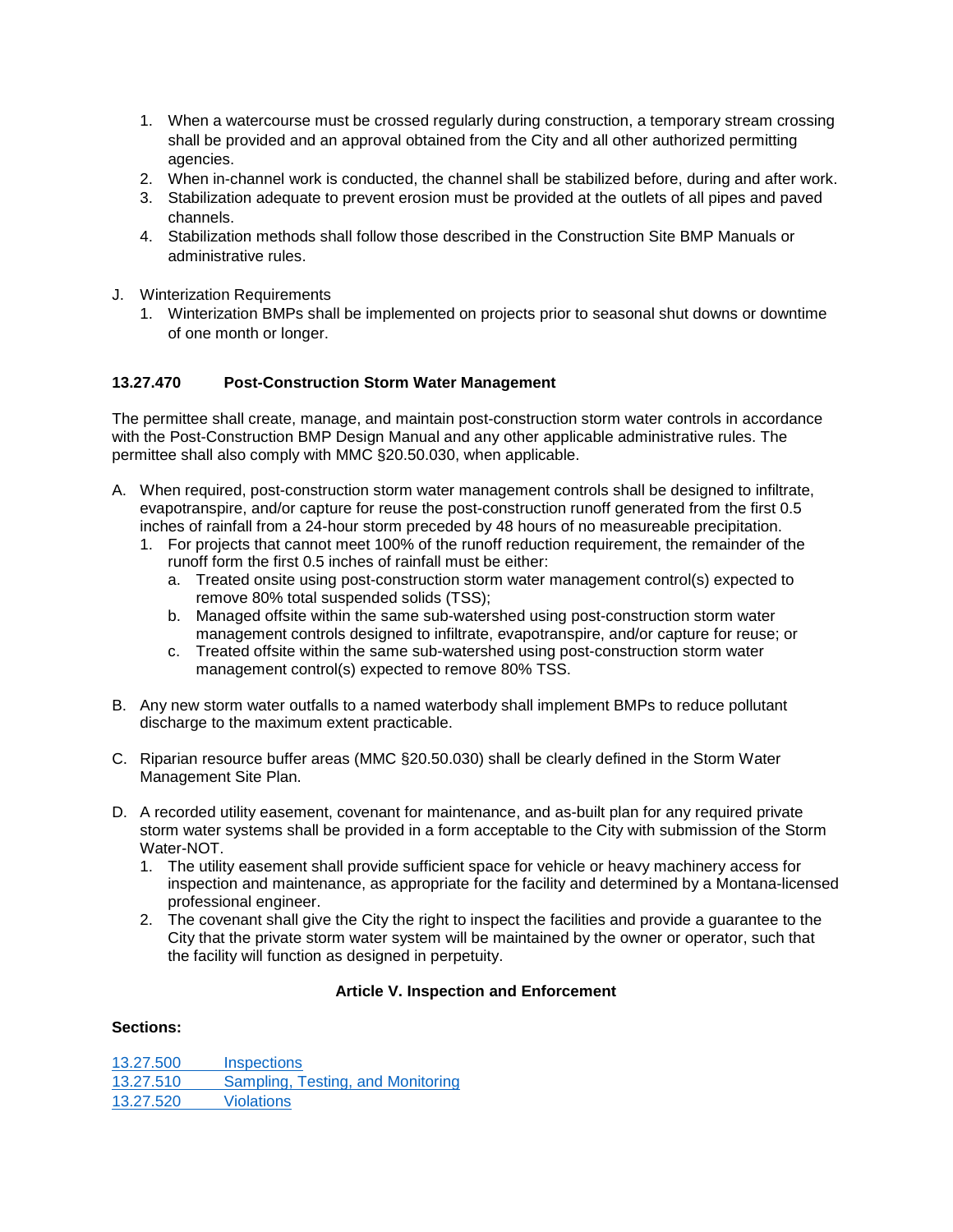1. When a watercourse must be crossed regularly during construction, a temporary stream crossing shall be provided and an approval obtained from the City and all other authorized permitting agencies.
2. When in-channel work is conducted, the channel shall be stabilized before, during and after work.
3. Stabilization adequate to prevent erosion must be provided at the outlets of all pipes and paved channels.
4. Stabilization methods shall follow those described in the Construction Site BMP Manuals or administrative rules.

J. Winterization Requirements
   1. Winterization BMPs shall be implemented on projects prior to seasonal shut downs or downtime of one month or longer.

**13.27.470 Post-Construction Storm Water Management**

The permittee shall create, manage, and maintain post-construction storm water controls in accordance with the Post-Construction BMP Design Manual and any other applicable administrative rules. The permittee shall also comply with MMC §20.50.030, when applicable.

A. When required, post-construction storm water management controls shall be designed to infiltrate, evapotranspire, and/or capture for reuse the post-construction runoff generated from the first 0.5 inches of rainfall from a 24-hour storm preceded by 48 hours of no measureable precipitation.
   1. For projects that cannot meet 100% of the runoff reduction requirement, the remainder of the runoff form the first 0.5 inches of rainfall must be either:
      a. Treated onsite using post-construction storm water management control(s) expected to remove 80% total suspended solids (TSS);
      b. Managed offsite within the same sub-watershed using post-construction storm water management controls designed to infiltrate, evapotranspire, and/or capture for reuse; or
      c. Treated offsite within the same sub-watershed using post-construction storm water management control(s) expected to remove 80% TSS.

B. Any new storm water outfalls to a named waterbody shall implement BMPs to reduce pollutant discharge to the maximum extent practicable.

C. Riparian resource buffer areas (MMC §20.50.030) shall be clearly defined in the Storm Water Management Site Plan.

D. A recorded utility easement, covenant for maintenance, and as-built plan for any required private storm water systems shall be provided in a form acceptable to the City with submission of the Storm Water-NOT.
   1. The utility easement shall provide sufficient space for vehicle or heavy machinery access for inspection and maintenance, as appropriate for the facility and determined by a Montana-licensed professional engineer.
   2. The covenant shall give the City the right to inspect the facilities and provide a guarantee to the City that the private storm water system will be maintained by the owner or operator, such that the facility will function as designed in perpetuity.

**Article V. Inspection and Enforcement**

**Sections:**

13.27.500 Inspections
13.27.510 Sampling, Testing, and Monitoring
13.27.520 Violations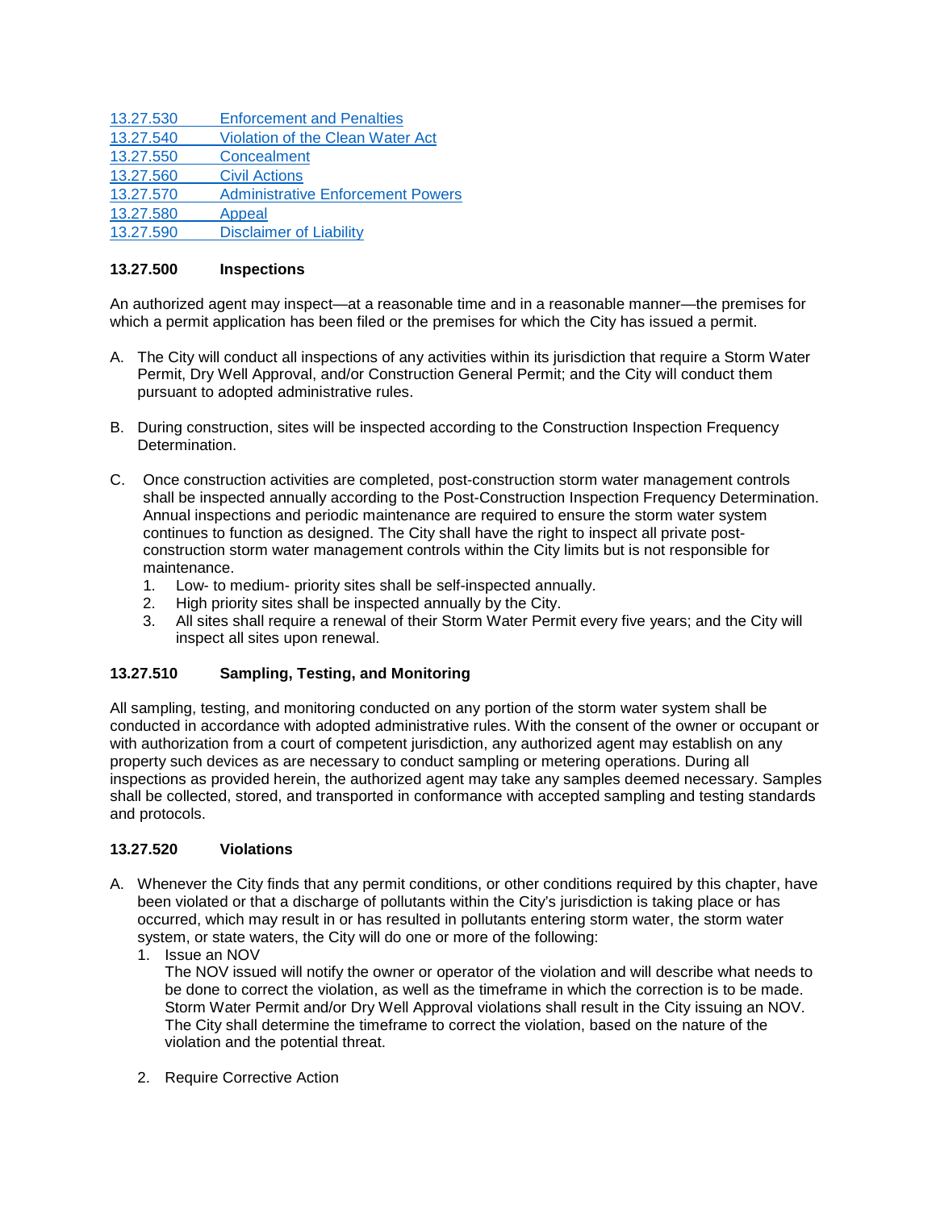[13.27.530 Enforcement and Penalties](#)
[13.27.540 Violation of the Clean Water Act](#)
[13.27.550 Concealment](#)
[13.27.560 Civil Actions](#)
[13.27.570 Administrative Enforcement Powers](#)
[13.27.580 Appeal](#)
[13.27.590 Disclaimer of Liability](#)

**13.27.500 Inspections**

An authorized agent may inspect—at a reasonable time and in a reasonable manner—the premises for which a permit application has been filed or the premises for which the City has issued a permit.

A. The City will conduct all inspections of any activities within its jurisdiction that require a Storm Water Permit, Dry Well Approval, and/or Construction General Permit; and the City will conduct them pursuant to adopted administrative rules.

B. During construction, sites will be inspected according to the Construction Inspection Frequency Determination.

C. Once construction activities are completed, post-construction storm water management controls shall be inspected annually according to the Post-Construction Inspection Frequency Determination. Annual inspections and periodic maintenance are required to ensure the storm water system continues to function as designed. The City shall have the right to inspect all private post-construction storm water management controls within the City limits but is not responsible for maintenance.
   1. Low- to medium- priority sites shall be self-inspected annually.
   2. High priority sites shall be inspected annually by the City.
   3. All sites shall require a renewal of their Storm Water Permit every five years; and the City will inspect all sites upon renewal.

**13.27.510 Sampling, Testing, and Monitoring**

All sampling, testing, and monitoring conducted on any portion of the storm water system shall be conducted in accordance with adopted administrative rules. With the consent of the owner or occupant or with authorization from a court of competent jurisdiction, any authorized agent may establish on any property such devices as are necessary to conduct sampling or metering operations. During all inspections as provided herein, the authorized agent may take any samples deemed necessary. Samples shall be collected, stored, and transported in conformance with accepted sampling and testing standards and protocols.

**13.27.520 Violations**

A. Whenever the City finds that any permit conditions, or other conditions required by this chapter, have been violated or that a discharge of pollutants within the City's jurisdiction is taking place or has occurred, which may result in or has resulted in pollutants entering storm water, the storm water system, or state waters, the City will do one or more of the following:
   1. Issue an NOV
      The NOV issued will notify the owner or operator of the violation and will describe what needs to be done to correct the violation, as well as the timeframe in which the correction is to be made. Storm Water Permit and/or Dry Well Approval violations shall result in the City issuing an NOV. The City shall determine the timeframe to correct the violation, based on the nature of the violation and the potential threat.

   2. Require Corrective Action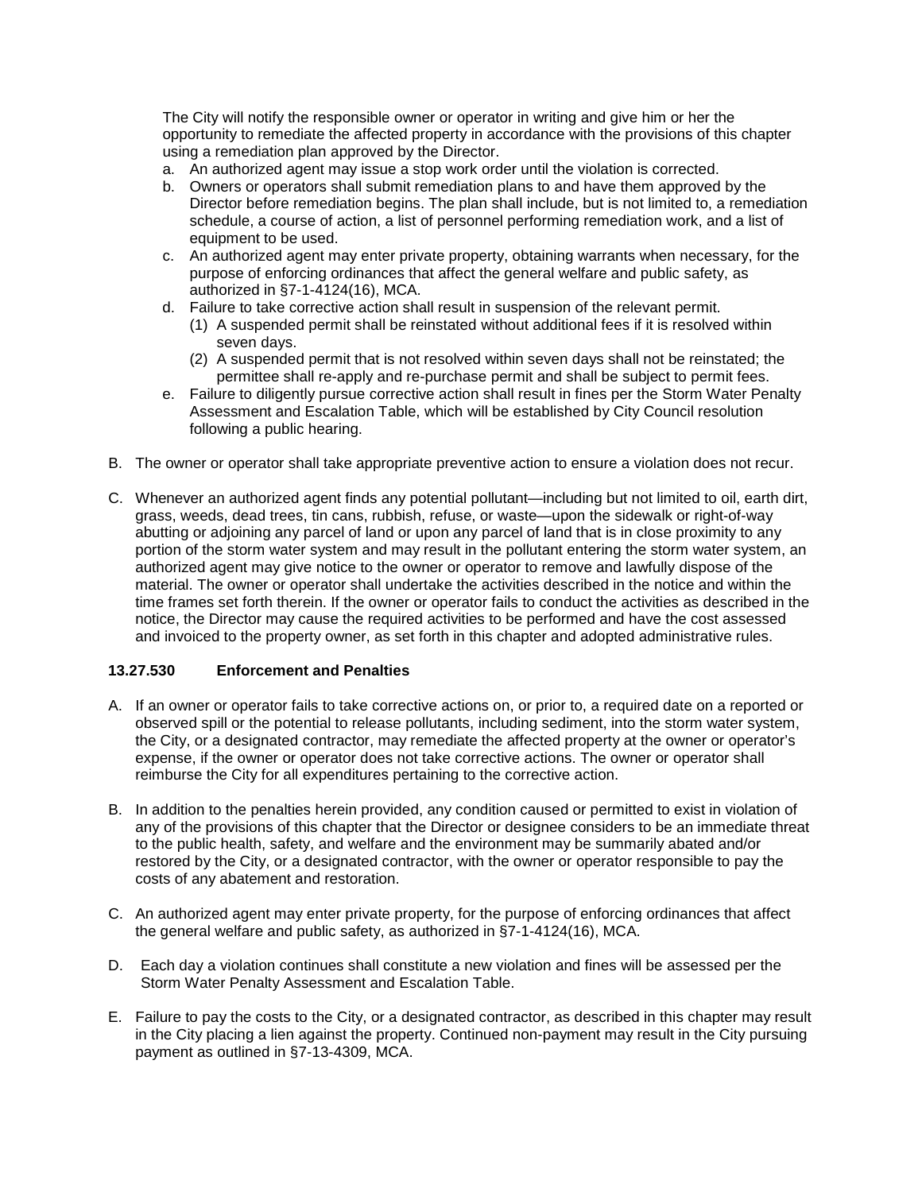The City will notify the responsible owner or operator in writing and give him or her the opportunity to remediate the affected property in accordance with the provisions of this chapter using a remediation plan approved by the Director.

a. An authorized agent may issue a stop work order until the violation is corrected.
b. Owners or operators shall submit remediation plans to and have them approved by the Director before remediation begins. The plan shall include, but is not limited to, a remediation schedule, a course of action, a list of personnel performing remediation work, and a list of equipment to be used.
c. An authorized agent may enter private property, obtaining warrants when necessary, for the purpose of enforcing ordinances that affect the general welfare and public safety, as authorized in §7-1-4124(16), MCA.
d. Failure to take corrective action shall result in suspension of the relevant permit.
   (1) A suspended permit shall be reinstated without additional fees if it is resolved within seven days.
   (2) A suspended permit that is not resolved within seven days shall not be reinstated; the permittee shall re-apply and re-purchase permit and shall be subject to permit fees.
e. Failure to diligently pursue corrective action shall result in fines per the Storm Water Penalty Assessment and Escalation Table, which will be established by City Council resolution following a public hearing.

B. The owner or operator shall take appropriate preventive action to ensure a violation does not recur.

C. Whenever an authorized agent finds any potential pollutant—including but not limited to oil, earth dirt, grass, weeds, dead trees, tin cans, rubbish, refuse, or waste—upon the sidewalk or right-of-way abutting or adjoining any parcel of land or upon any parcel of land that is in close proximity to any portion of the storm water system and may result in the pollutant entering the storm water system, an authorized agent may give notice to the owner or operator to remove and lawfully dispose of the material. The owner or operator shall undertake the activities described in the notice and within the time frames set forth therein. If the owner or operator fails to conduct the activities as described in the notice, the Director may cause the required activities to be performed and have the cost assessed and invoiced to the property owner, as set forth in this chapter and adopted administrative rules.

**13.27.530 Enforcement and Penalties**

A. If an owner or operator fails to take corrective actions on, or prior to, a required date on a reported or observed spill or the potential to release pollutants, including sediment, into the storm water system, the City, or a designated contractor, may remediate the affected property at the owner or operator's expense, if the owner or operator does not take corrective actions. The owner or operator shall reimburse the City for all expenditures pertaining to the corrective action.

B. In addition to the penalties herein provided, any condition caused or permitted to exist in violation of any of the provisions of this chapter that the Director or designee considers to be an immediate threat to the public health, safety, and welfare and the environment may be summarily abated and/or restored by the City, or a designated contractor, with the owner or operator responsible to pay the costs of any abatement and restoration.

C. An authorized agent may enter private property, for the purpose of enforcing ordinances that affect the general welfare and public safety, as authorized in §7-1-4124(16), MCA.

D. Each day a violation continues shall constitute a new violation and fines will be assessed per the Storm Water Penalty Assessment and Escalation Table.

E. Failure to pay the costs to the City, or a designated contractor, as described in this chapter may result in the City placing a lien against the property. Continued non-payment may result in the City pursuing payment as outlined in §7-13-4309, MCA.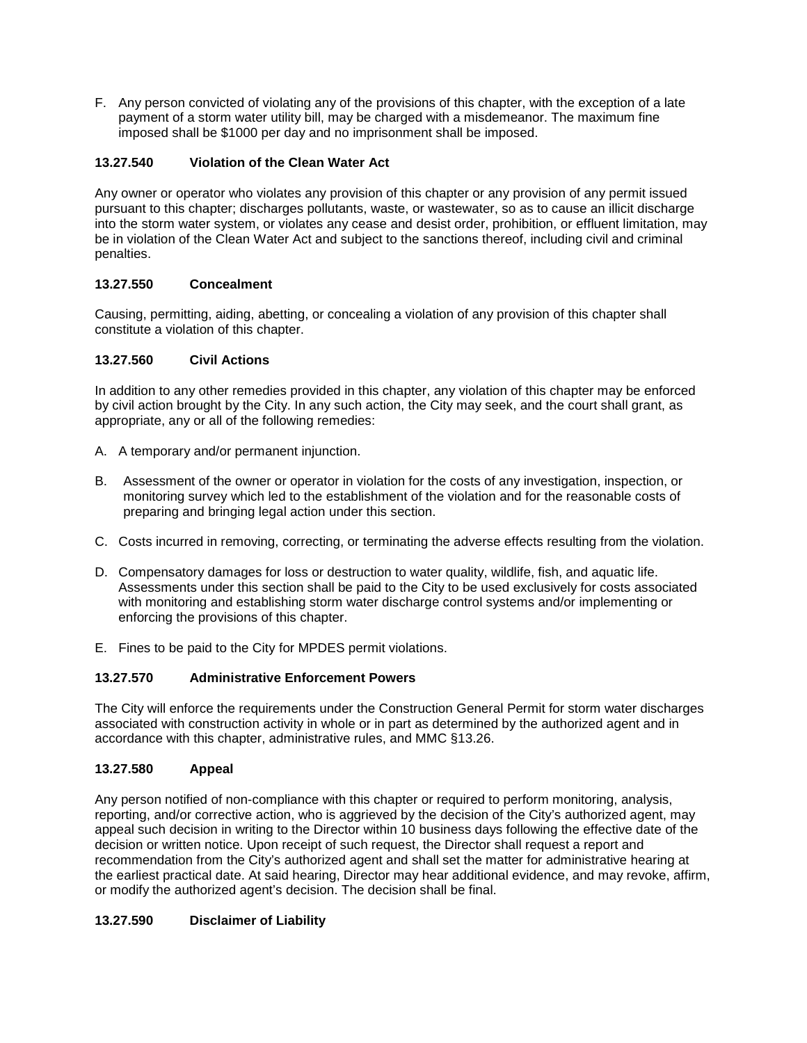F. Any person convicted of violating any of the provisions of this chapter, with the exception of a late payment of a storm water utility bill, may be charged with a misdemeanor. The maximum fine imposed shall be $1000 per day and no imprisonment shall be imposed.

### 13.27.540 Violation of the Clean Water Act

Any owner or operator who violates any provision of this chapter or any provision of any permit issued pursuant to this chapter; discharges pollutants, waste, or wastewater, so as to cause an illicit discharge into the storm water system, or violates any cease and desist order, prohibition, or effluent limitation, may be in violation of the Clean Water Act and subject to the sanctions thereof, including civil and criminal penalties.

### 13.27.550 Concealment

Causing, permitting, aiding, abetting, or concealing a violation of any provision of this chapter shall constitute a violation of this chapter.

### 13.27.560 Civil Actions

In addition to any other remedies provided in this chapter, any violation of this chapter may be enforced by civil action brought by the City. In any such action, the City may seek, and the court shall grant, as appropriate, any or all of the following remedies:

A. A temporary and/or permanent injunction.

B. Assessment of the owner or operator in violation for the costs of any investigation, inspection, or monitoring survey which led to the establishment of the violation and for the reasonable costs of preparing and bringing legal action under this section.

C. Costs incurred in removing, correcting, or terminating the adverse effects resulting from the violation.

D. Compensatory damages for loss or destruction to water quality, wildlife, fish, and aquatic life. Assessments under this section shall be paid to the City to be used exclusively for costs associated with monitoring and establishing storm water discharge control systems and/or implementing or enforcing the provisions of this chapter.

E. Fines to be paid to the City for MPDES permit violations.

### 13.27.570 Administrative Enforcement Powers

The City will enforce the requirements under the Construction General Permit for storm water discharges associated with construction activity in whole or in part as determined by the authorized agent and in accordance with this chapter, administrative rules, and MMC §13.26.

### 13.27.580 Appeal

Any person notified of non-compliance with this chapter or required to perform monitoring, analysis, reporting, and/or corrective action, who is aggrieved by the decision of the City's authorized agent, may appeal such decision in writing to the Director within 10 business days following the effective date of the decision or written notice. Upon receipt of such request, the Director shall request a report and recommendation from the City's authorized agent and shall set the matter for administrative hearing at the earliest practical date. At said hearing, Director may hear additional evidence, and may revoke, affirm, or modify the authorized agent's decision. The decision shall be final.

### 13.27.590 Disclaimer of Liability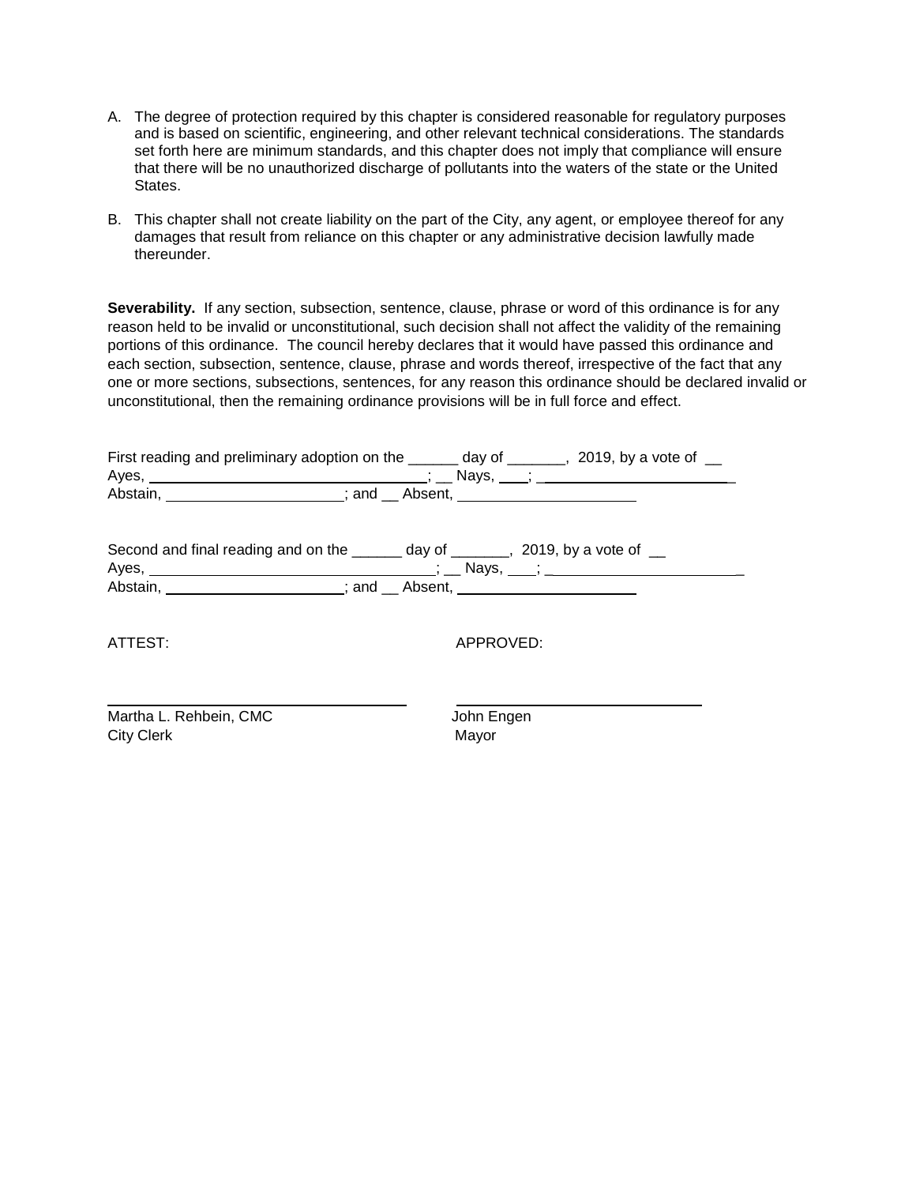A. The degree of protection required by this chapter is considered reasonable for regulatory purposes and is based on scientific, engineering, and other relevant technical considerations. The standards set forth here are minimum standards, and this chapter does not imply that compliance will ensure that there will be no unauthorized discharge of pollutants into the waters of the state or the United States.

B. This chapter shall not create liability on the part of the City, any agent, or employee thereof for any damages that result from reliance on this chapter or any administrative decision lawfully made thereunder.

**Severability.** If any section, subsection, sentence, clause, phrase or word of this ordinance is for any reason held to be invalid or unconstitutional, such decision shall not affect the validity of the remaining portions of this ordinance. The council hereby declares that it would have passed this ordinance and each section, subsection, sentence, clause, phrase and words thereof, irrespective of the fact that any one or more sections, subsections, sentences, for any reason this ordinance should be declared invalid or unconstitutional, then the remaining ordinance provisions will be in full force and effect.

First reading and preliminary adoption on the ______ day of _______, 2019, by a vote of __ Ayes, ________________________________; __ Nays, ___; ________________________ Abstain, _____________________; and __ Absent, _____________________

Second and final reading and on the ______ day of _______, 2019, by a vote of __ Ayes, ________________________________; __ Nays, ___; ________________________ Abstain, _____________________; and __ Absent, _____________________

ATTEST: APPROVED:

________________________________ ____________________________

Martha L. Rehbein, CMC
City Clerk

John Engen
Mayor